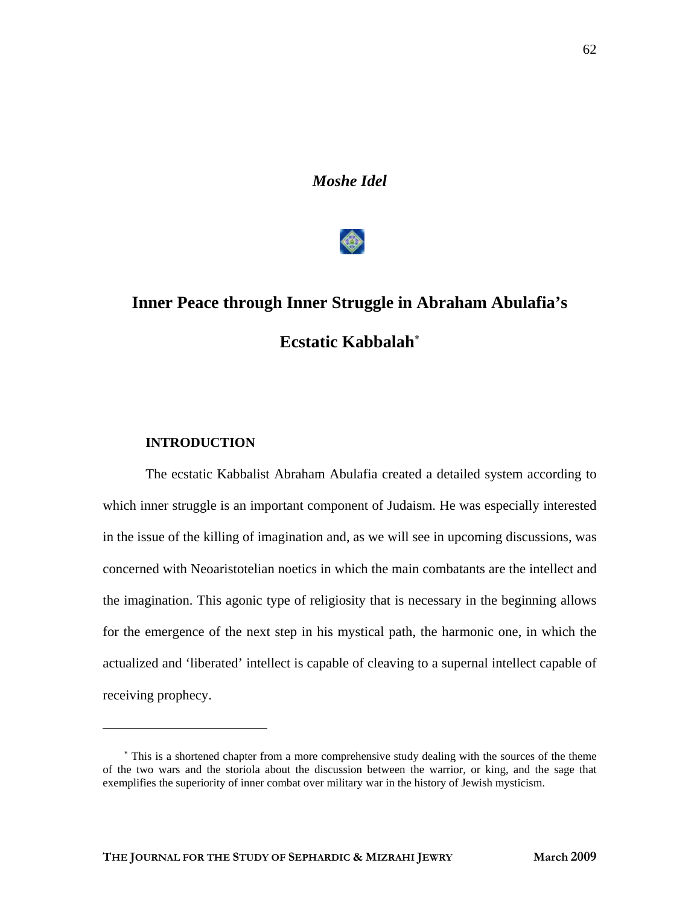*Moshe Idel*

# Inner Peace through Inner Struggle in Abraham Abulafia's Ecstatic Kabbalah[*]

## INTRODUCTION

The ecstatic Kabbalist Abraham Abulafia created a detailed system according to which inner struggle is an important component of Judaism. He was especially interested in the issue of the killing of imagination and, as we will see in upcoming discussions, was concerned with Neoaristotelian noetics in which the main combatants are the intellect and the imagination. This agonic type of religiosity that is necessary in the beginning allows for the emergence of the next step in his mystical path, the harmonic one, in which the actualized and 'liberated' intellect is capable of cleaving to a supernal intellect capable of receiving prophecy.

---

[*] This is a shortened chapter from a more comprehensive study dealing with the sources of the theme of the two wars and the storiola about the discussion between the warrior, or king, and the sage that exemplifies the superiority of inner combat over military war in the history of Jewish mysticism.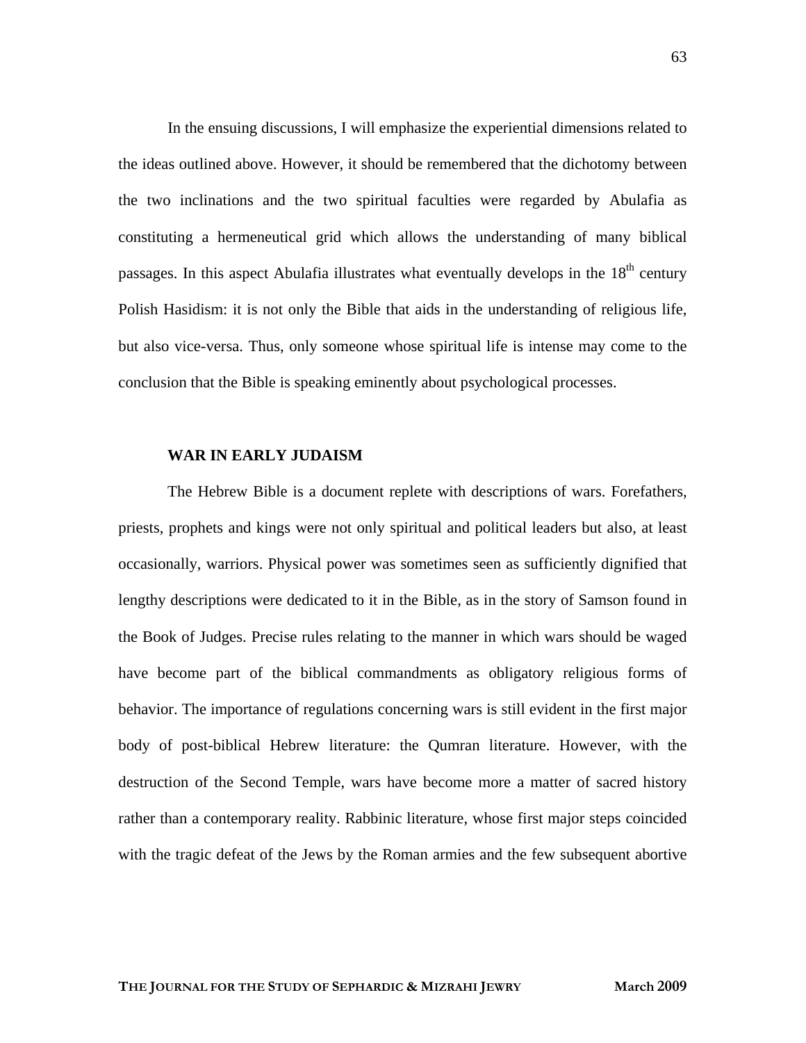In the ensuing discussions, I will emphasize the experiential dimensions related to the ideas outlined above. However, it should be remembered that the dichotomy between the two inclinations and the two spiritual faculties were regarded by Abulafia as constituting a hermeneutical grid which allows the understanding of many biblical passages. In this aspect Abulafia illustrates what eventually develops in the 18th century Polish Hasidism: it is not only the Bible that aids in the understanding of religious life, but also vice-versa. Thus, only someone whose spiritual life is intense may come to the conclusion that the Bible is speaking eminently about psychological processes.

## WAR IN EARLY JUDAISM

The Hebrew Bible is a document replete with descriptions of wars. Forefathers, priests, prophets and kings were not only spiritual and political leaders but also, at least occasionally, warriors. Physical power was sometimes seen as sufficiently dignified that lengthy descriptions were dedicated to it in the Bible, as in the story of Samson found in the Book of Judges. Precise rules relating to the manner in which wars should be waged have become part of the biblical commandments as obligatory religious forms of behavior. The importance of regulations concerning wars is still evident in the first major body of post-biblical Hebrew literature: the Qumran literature. However, with the destruction of the Second Temple, wars have become more a matter of sacred history rather than a contemporary reality. Rabbinic literature, whose first major steps coincided with the tragic defeat of the Jews by the Roman armies and the few subsequent abortive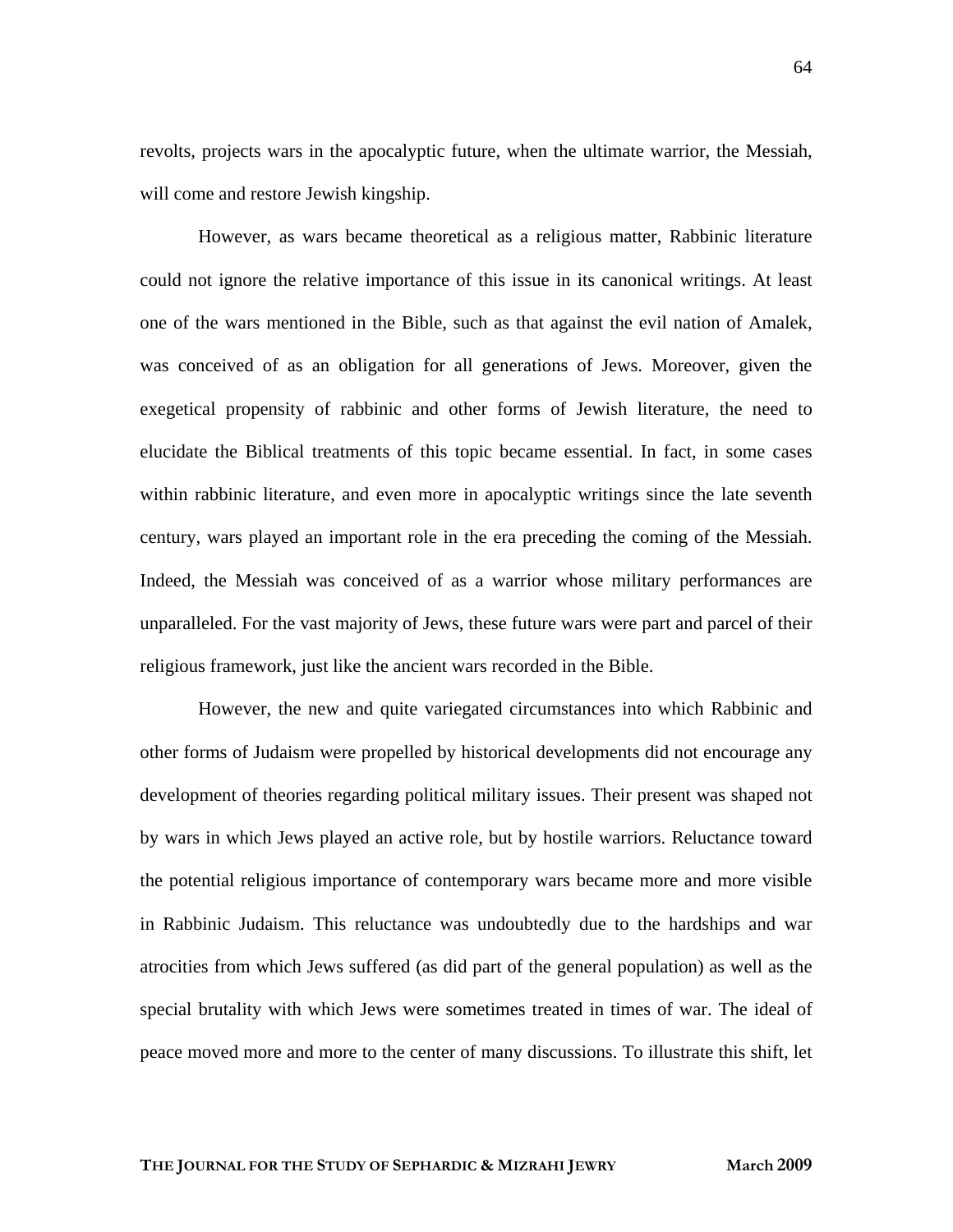revolts, projects wars in the apocalyptic future, when the ultimate warrior, the Messiah, will come and restore Jewish kingship.

However, as wars became theoretical as a religious matter, Rabbinic literature could not ignore the relative importance of this issue in its canonical writings. At least one of the wars mentioned in the Bible, such as that against the evil nation of Amalek, was conceived of as an obligation for all generations of Jews. Moreover, given the exegetical propensity of rabbinic and other forms of Jewish literature, the need to elucidate the Biblical treatments of this topic became essential. In fact, in some cases within rabbinic literature, and even more in apocalyptic writings since the late seventh century, wars played an important role in the era preceding the coming of the Messiah. Indeed, the Messiah was conceived of as a warrior whose military performances are unparalleled. For the vast majority of Jews, these future wars were part and parcel of their religious framework, just like the ancient wars recorded in the Bible.

However, the new and quite variegated circumstances into which Rabbinic and other forms of Judaism were propelled by historical developments did not encourage any development of theories regarding political military issues. Their present was shaped not by wars in which Jews played an active role, but by hostile warriors. Reluctance toward the potential religious importance of contemporary wars became more and more visible in Rabbinic Judaism. This reluctance was undoubtedly due to the hardships and war atrocities from which Jews suffered (as did part of the general population) as well as the special brutality with which Jews were sometimes treated in times of war. The ideal of peace moved more and more to the center of many discussions. To illustrate this shift, let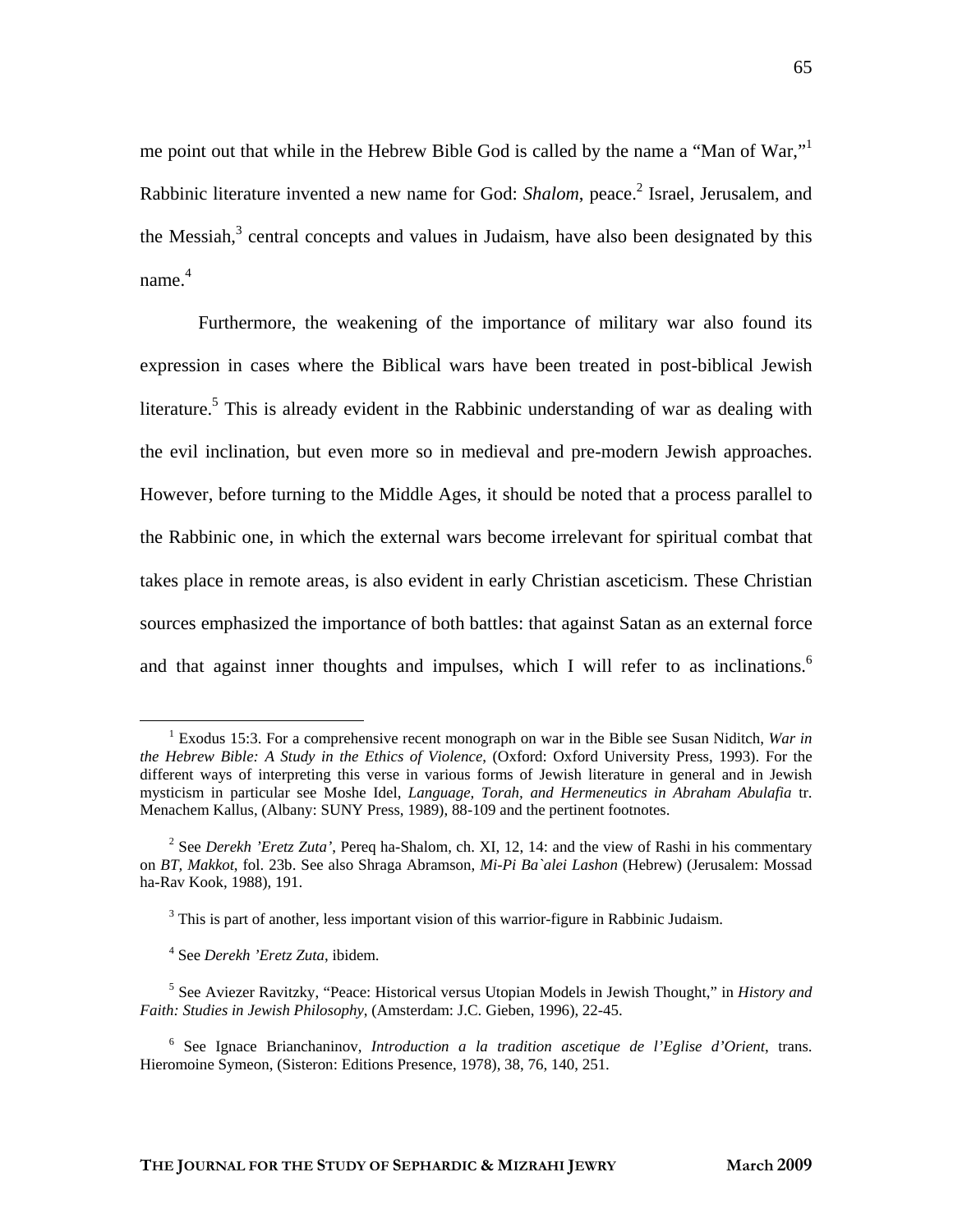me point out that while in the Hebrew Bible God is called by the name a "Man of War,"[1] Rabbinic literature invented a new name for God: *Shalom*, peace.[2] Israel, Jerusalem, and the Messiah,[3] central concepts and values in Judaism, have also been designated by this name.[4]

Furthermore, the weakening of the importance of military war also found its expression in cases where the Biblical wars have been treated in post-biblical Jewish literature.[5] This is already evident in the Rabbinic understanding of war as dealing with the evil inclination, but even more so in medieval and pre-modern Jewish approaches. However, before turning to the Middle Ages, it should be noted that a process parallel to the Rabbinic one, in which the external wars become irrelevant for spiritual combat that takes place in remote areas, is also evident in early Christian asceticism. These Christian sources emphasized the importance of both battles: that against Satan as an external force and that against inner thoughts and impulses, which I will refer to as inclinations.[6]

---

[1] Exodus 15:3. For a comprehensive recent monograph on war in the Bible see Susan Niditch, *War in the Hebrew Bible: A Study in the Ethics of Violence*, (Oxford: Oxford University Press, 1993). For the different ways of interpreting this verse in various forms of Jewish literature in general and in Jewish mysticism in particular see Moshe Idel, *Language, Torah, and Hermeneutics in Abraham Abulafia* tr. Menachem Kallus, (Albany: SUNY Press, 1989), 88-109 and the pertinent footnotes.

[2] See *Derekh 'Eretz Zuta'*, Pereq ha-Shalom, ch. XI, 12, 14: and the view of Rashi in his commentary on *BT, Makkot*, fol. 23b. See also Shraga Abramson, *Mi-Pi Ba`alei Lashon* (Hebrew) (Jerusalem: Mossad ha-Rav Kook, 1988), 191.

[3] This is part of another, less important vision of this warrior-figure in Rabbinic Judaism.

[4] See *Derekh 'Eretz Zuta*, ibidem.

[5] See Aviezer Ravitzky, "Peace: Historical versus Utopian Models in Jewish Thought," in *History and Faith: Studies in Jewish Philosophy*, (Amsterdam: J.C. Gieben, 1996), 22-45.

[6] See Ignace Brianchaninov, *Introduction a la tradition ascetique de l'Eglise d'Orient*, trans. Hieromoine Symeon, (Sisteron: Editions Presence, 1978), 38, 76, 140, 251.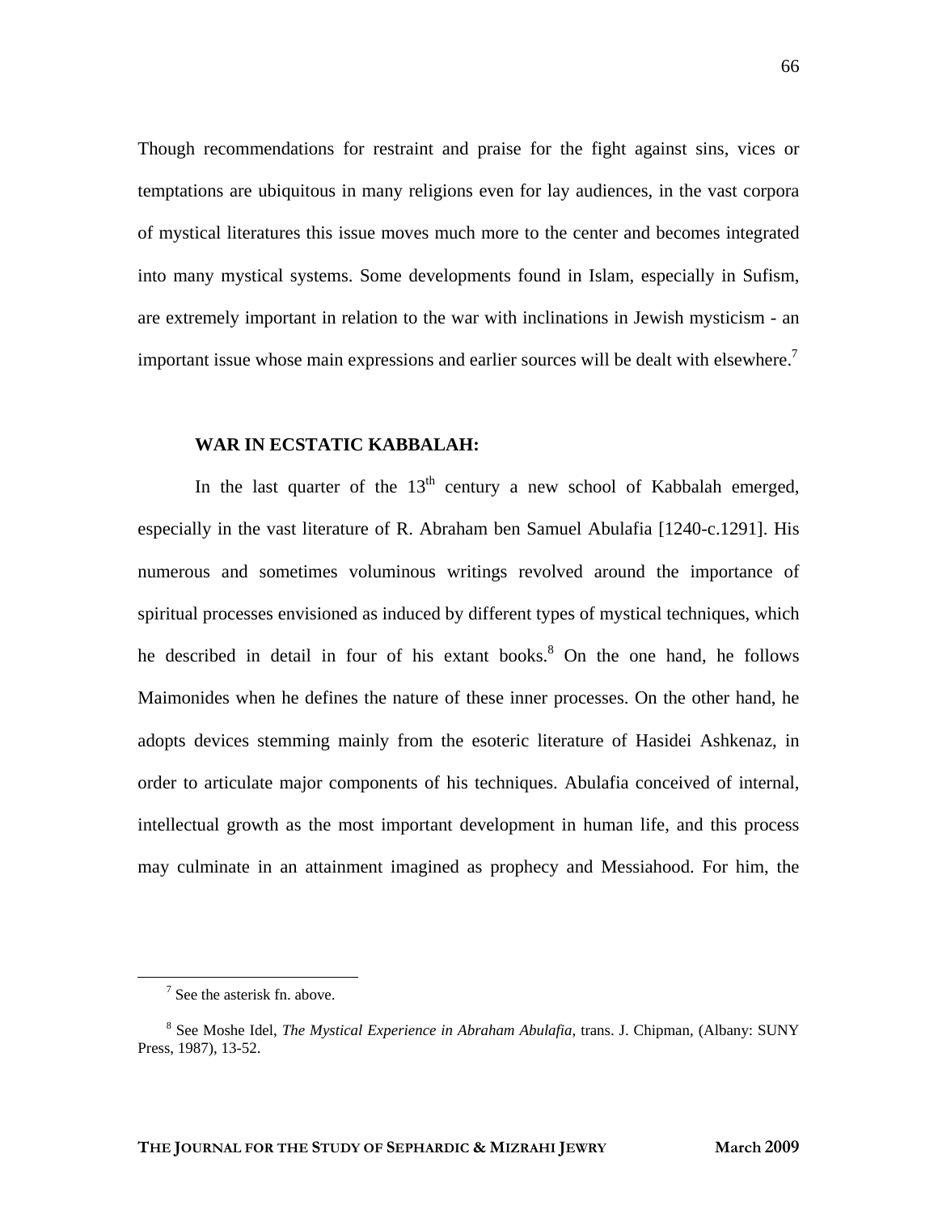Though recommendations for restraint and praise for the fight against sins, vices or temptations are ubiquitous in many religions even for lay audiences, in the vast corpora of mystical literatures this issue moves much more to the center and becomes integrated into many mystical systems. Some developments found in Islam, especially in Sufism, are extremely important in relation to the war with inclinations in Jewish mysticism - an important issue whose main expressions and earlier sources will be dealt with elsewhere.[7]

**WAR IN ECSTATIC KABBALAH:**

In the last quarter of the 13th century a new school of Kabbalah emerged, especially in the vast literature of R. Abraham ben Samuel Abulafia [1240-c.1291]. His numerous and sometimes voluminous writings revolved around the importance of spiritual processes envisioned as induced by different types of mystical techniques, which he described in detail in four of his extant books.[8] On the one hand, he follows Maimonides when he defines the nature of these inner processes. On the other hand, he adopts devices stemming mainly from the esoteric literature of Hasidei Ashkenaz, in order to articulate major components of his techniques. Abulafia conceived of internal, intellectual growth as the most important development in human life, and this process may culminate in an attainment imagined as prophecy and Messiahood. For him, the

[7] See the asterisk fn. above.

[8] See Moshe Idel, *The Mystical Experience in Abraham Abulafia,* trans. J. Chipman, (Albany: SUNY Press, 1987), 13-52.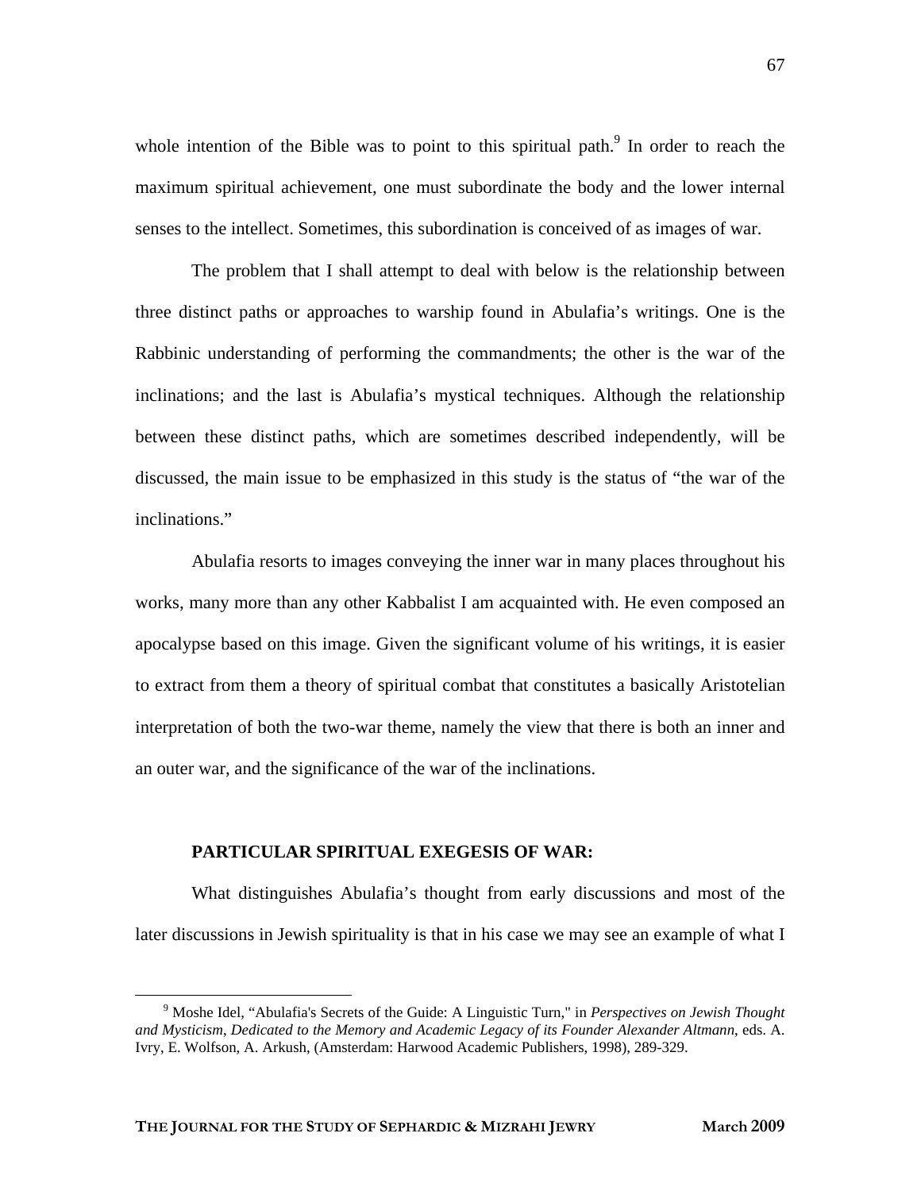whole intention of the Bible was to point to this spiritual path.[9] In order to reach the maximum spiritual achievement, one must subordinate the body and the lower internal senses to the intellect. Sometimes, this subordination is conceived of as images of war.

The problem that I shall attempt to deal with below is the relationship between three distinct paths or approaches to warship found in Abulafia's writings. One is the Rabbinic understanding of performing the commandments; the other is the war of the inclinations; and the last is Abulafia's mystical techniques. Although the relationship between these distinct paths, which are sometimes described independently, will be discussed, the main issue to be emphasized in this study is the status of "the war of the inclinations."

Abulafia resorts to images conveying the inner war in many places throughout his works, many more than any other Kabbalist I am acquainted with. He even composed an apocalypse based on this image. Given the significant volume of his writings, it is easier to extract from them a theory of spiritual combat that constitutes a basically Aristotelian interpretation of both the two-war theme, namely the view that there is both an inner and an outer war, and the significance of the war of the inclinations.

**PARTICULAR SPIRITUAL EXEGESIS OF WAR:**

What distinguishes Abulafia's thought from early discussions and most of the later discussions in Jewish spirituality is that in his case we may see an example of what I

[9] Moshe Idel, "Abulafia's Secrets of the Guide: A Linguistic Turn," in *Perspectives on Jewish Thought and Mysticism, Dedicated to the Memory and Academic Legacy of its Founder Alexander Altmann*, eds. A. Ivry, E. Wolfson, A. Arkush, (Amsterdam: Harwood Academic Publishers, 1998), 289-329.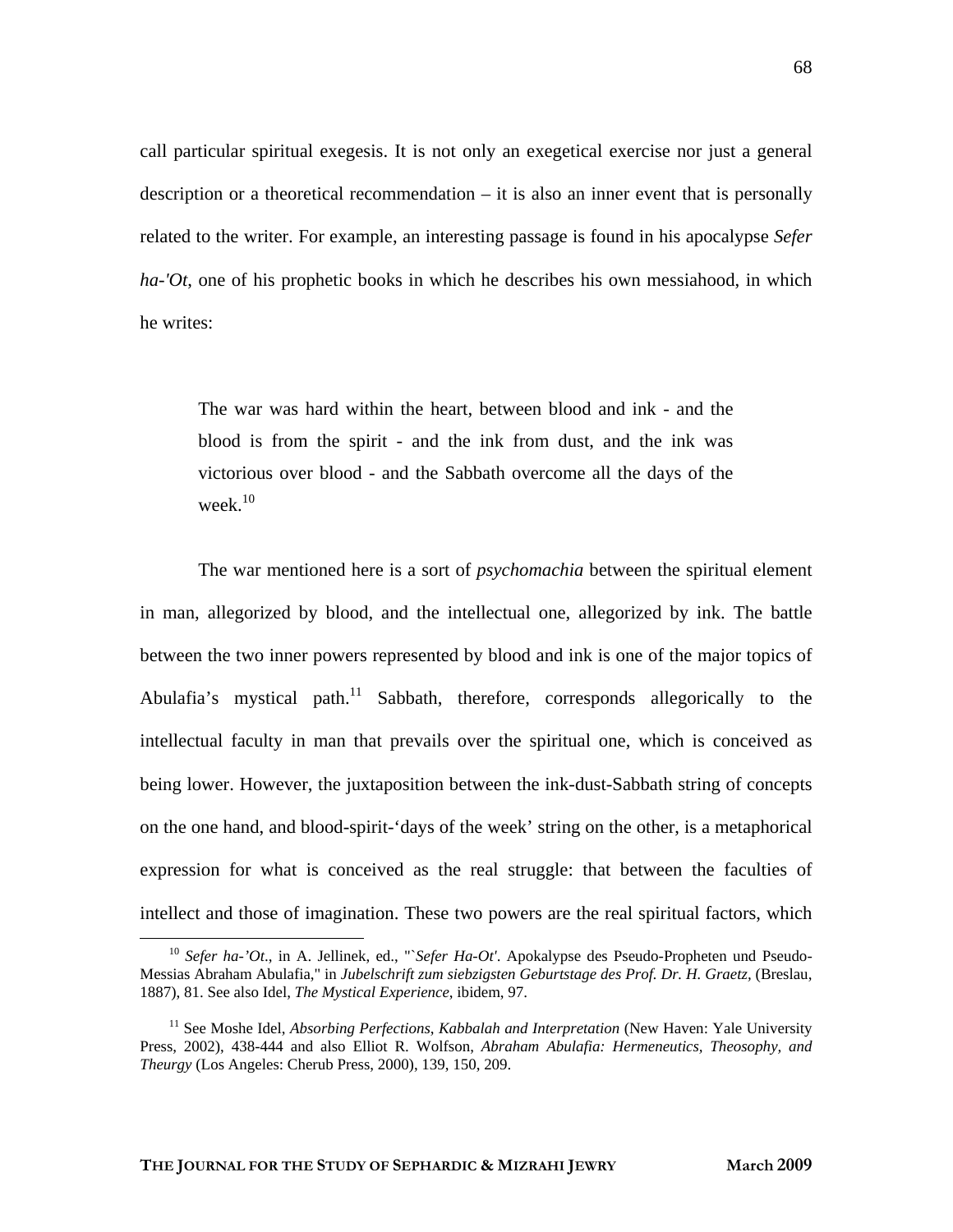call particular spiritual exegesis. It is not only an exegetical exercise nor just a general description or a theoretical recommendation – it is also an inner event that is personally related to the writer. For example, an interesting passage is found in his apocalypse *Sefer ha-'Ot*, one of his prophetic books in which he describes his own messiahood, in which he writes:

> The war was hard within the heart, between blood and ink - and the blood is from the spirit - and the ink from dust, and the ink was victorious over blood - and the Sabbath overcome all the days of the week.[10]

The war mentioned here is a sort of *psychomachia* between the spiritual element in man, allegorized by blood, and the intellectual one, allegorized by ink. The battle between the two inner powers represented by blood and ink is one of the major topics of Abulafia's mystical path.[11] Sabbath, therefore, corresponds allegorically to the intellectual faculty in man that prevails over the spiritual one, which is conceived as being lower. However, the juxtaposition between the ink-dust-Sabbath string of concepts on the one hand, and blood-spirit-'days of the week' string on the other, is a metaphorical expression for what is conceived as the real struggle: that between the faculties of intellect and those of imagination. These two powers are the real spiritual factors, which

---

[10] *Sefer ha-'Ot*., in A. Jellinek, ed., "`*Sefer Ha-Ot'*. Apokalypse des Pseudo-Propheten und Pseudo-Messias Abraham Abulafia," in *Jubelschrift zum siebzigsten Geburtstage des Prof. Dr. H. Graetz*, (Breslau, 1887), 81. See also Idel, *The Mystical Experience*, ibidem, 97.

[11] See Moshe Idel, *Absorbing Perfections, Kabbalah and Interpretation* (New Haven: Yale University Press, 2002), 438-444 and also Elliot R. Wolfson, *Abraham Abulafia: Hermeneutics, Theosophy, and Theurgy* (Los Angeles: Cherub Press, 2000), 139, 150, 209.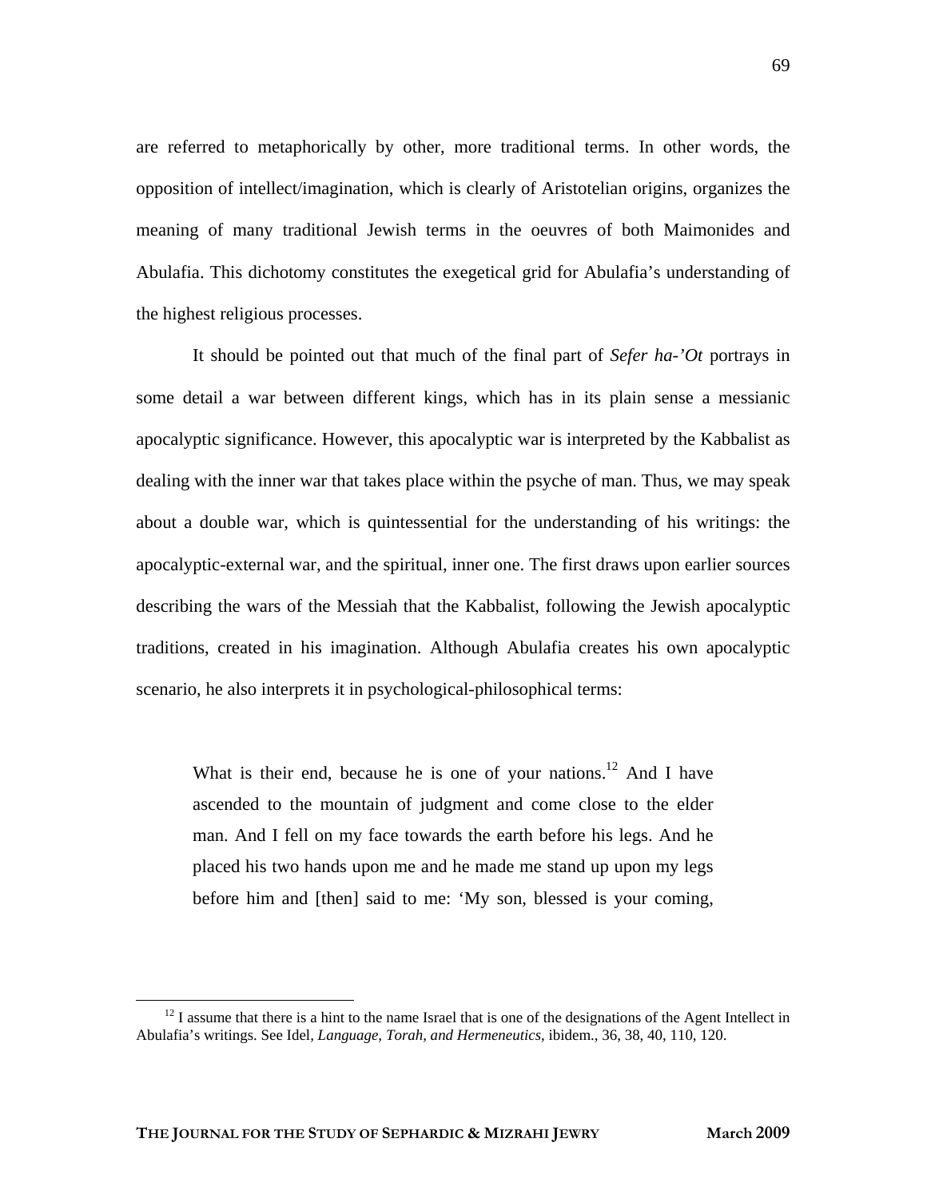are referred to metaphorically by other, more traditional terms. In other words, the opposition of intellect/imagination, which is clearly of Aristotelian origins, organizes the meaning of many traditional Jewish terms in the oeuvres of both Maimonides and Abulafia. This dichotomy constitutes the exegetical grid for Abulafia's understanding of the highest religious processes.

It should be pointed out that much of the final part of *Sefer ha-'Ot* portrays in some detail a war between different kings, which has in its plain sense a messianic apocalyptic significance. However, this apocalyptic war is interpreted by the Kabbalist as dealing with the inner war that takes place within the psyche of man. Thus, we may speak about a double war, which is quintessential for the understanding of his writings: the apocalyptic-external war, and the spiritual, inner one. The first draws upon earlier sources describing the wars of the Messiah that the Kabbalist, following the Jewish apocalyptic traditions, created in his imagination. Although Abulafia creates his own apocalyptic scenario, he also interprets it in psychological-philosophical terms:

> What is their end, because he is one of your nations.[12] And I have ascended to the mountain of judgment and come close to the elder man. And I fell on my face towards the earth before his legs. And he placed his two hands upon me and he made me stand up upon my legs before him and [then] said to me: 'My son, blessed is your coming,

[12] I assume that there is a hint to the name Israel that is one of the designations of the Agent Intellect in Abulafia's writings. See Idel, *Language, Torah, and Hermeneutics*, ibidem., 36, 38, 40, 110, 120.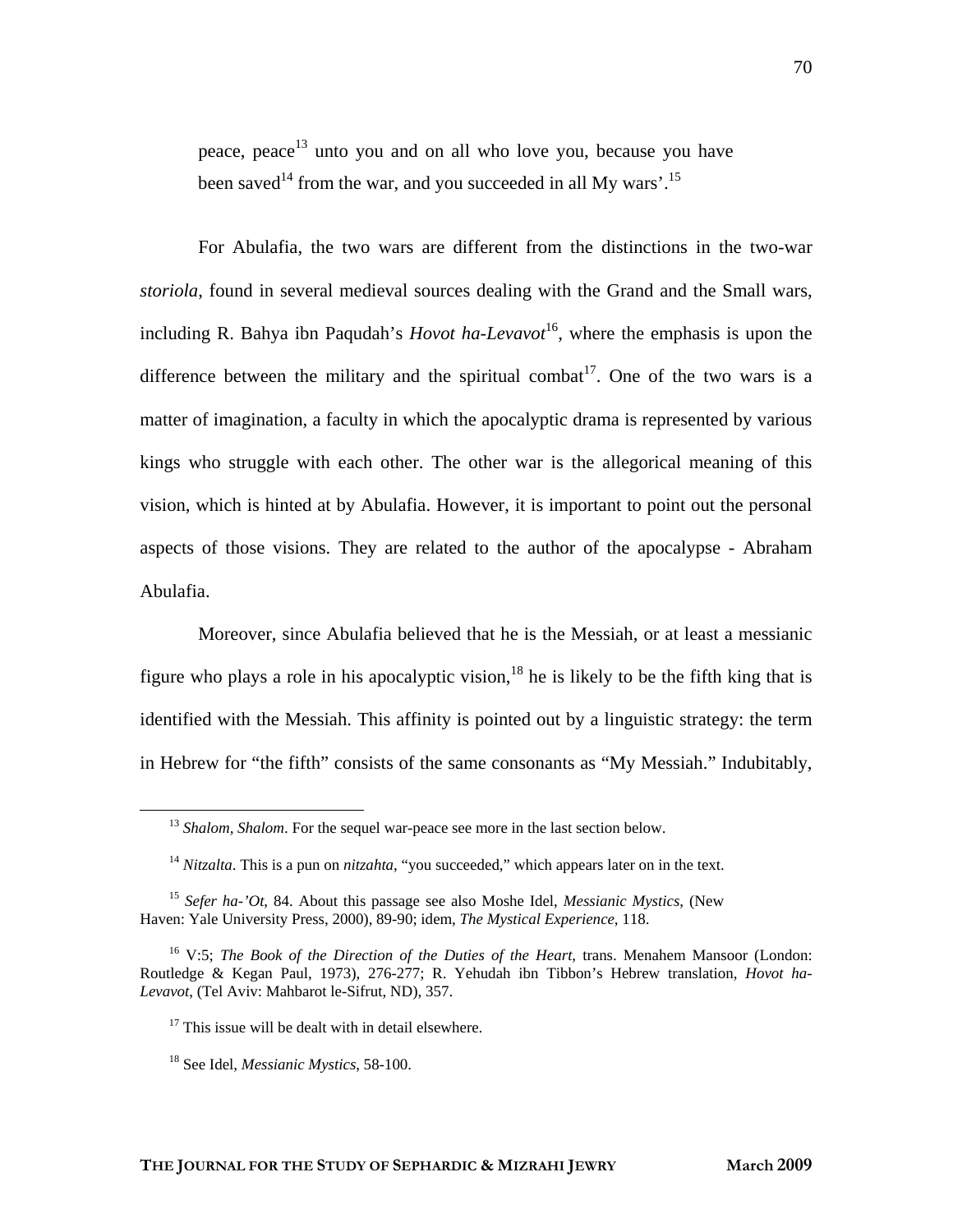peace, peace[13] unto you and on all who love you, because you have been saved[14] from the war, and you succeeded in all My wars'.[15]

For Abulafia, the two wars are different from the distinctions in the two-war *storiola*, found in several medieval sources dealing with the Grand and the Small wars, including R. Bahya ibn Paqudah's *Hovot ha-Levavot*[16], where the emphasis is upon the difference between the military and the spiritual combat[17]. One of the two wars is a matter of imagination, a faculty in which the apocalyptic drama is represented by various kings who struggle with each other. The other war is the allegorical meaning of this vision, which is hinted at by Abulafia. However, it is important to point out the personal aspects of those visions. They are related to the author of the apocalypse - Abraham Abulafia.

Moreover, since Abulafia believed that he is the Messiah, or at least a messianic figure who plays a role in his apocalyptic vision,[18] he is likely to be the fifth king that is identified with the Messiah. This affinity is pointed out by a linguistic strategy: the term in Hebrew for "the fifth" consists of the same consonants as "My Messiah." Indubitably,

---

[13] *Shalom, Shalom*. For the sequel war-peace see more in the last section below.

[14] *Nitzalta*. This is a pun on *nitzahta*, "you succeeded," which appears later on in the text.

[15] *Sefer ha-'Ot*, 84. About this passage see also Moshe Idel, *Messianic Mystics*, (New Haven: Yale University Press, 2000), 89-90; idem, *The Mystical Experience*, 118.

[16] V:5; *The Book of the Direction of the Duties of the Heart*, trans. Menahem Mansoor (London: Routledge & Kegan Paul, 1973), 276-277; R. Yehudah ibn Tibbon's Hebrew translation, *Hovot ha-Levavot*, (Tel Aviv: Mahbarot le-Sifrut, ND), 357.

[17] This issue will be dealt with in detail elsewhere.

[18] See Idel, *Messianic Mystics*, 58-100.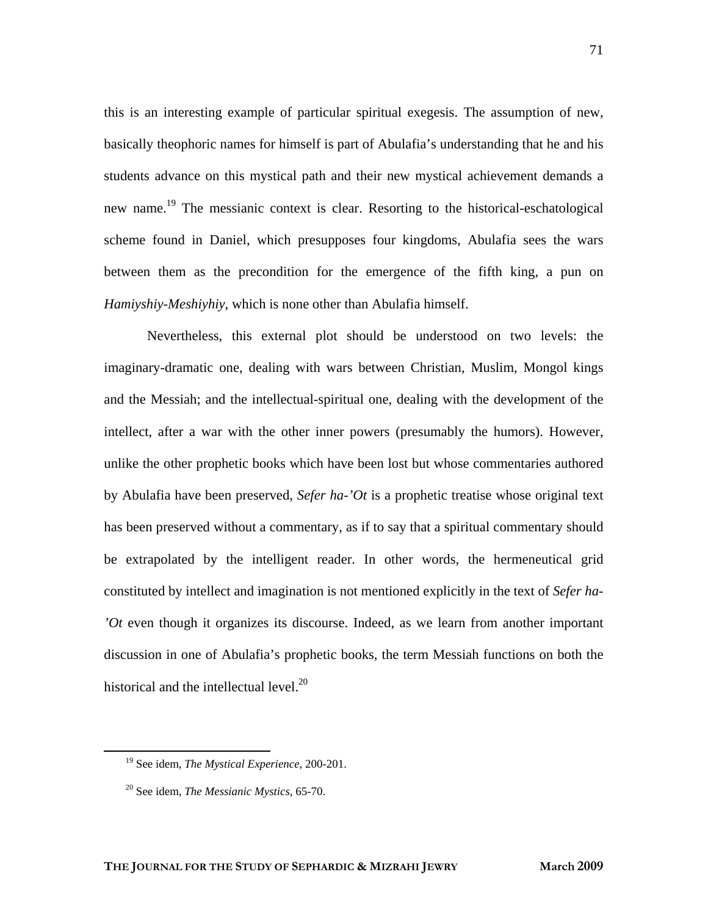this is an interesting example of particular spiritual exegesis. The assumption of new, basically theophoric names for himself is part of Abulafia's understanding that he and his students advance on this mystical path and their new mystical achievement demands a new name.[19] The messianic context is clear. Resorting to the historical-eschatological scheme found in Daniel, which presupposes four kingdoms, Abulafia sees the wars between them as the precondition for the emergence of the fifth king, a pun on *Hamiyshiy-Meshiyhiy*, which is none other than Abulafia himself.

Nevertheless, this external plot should be understood on two levels: the imaginary-dramatic one, dealing with wars between Christian, Muslim, Mongol kings and the Messiah; and the intellectual-spiritual one, dealing with the development of the intellect, after a war with the other inner powers (presumably the humors). However, unlike the other prophetic books which have been lost but whose commentaries authored by Abulafia have been preserved, *Sefer ha-'Ot* is a prophetic treatise whose original text has been preserved without a commentary, as if to say that a spiritual commentary should be extrapolated by the intelligent reader. In other words, the hermeneutical grid constituted by intellect and imagination is not mentioned explicitly in the text of *Sefer ha-'Ot* even though it organizes its discourse. Indeed, as we learn from another important discussion in one of Abulafia's prophetic books, the term Messiah functions on both the historical and the intellectual level.[20]

---

[19] See idem, *The Mystical Experience*, 200-201.

[20] See idem, *The Messianic Mystics*, 65-70.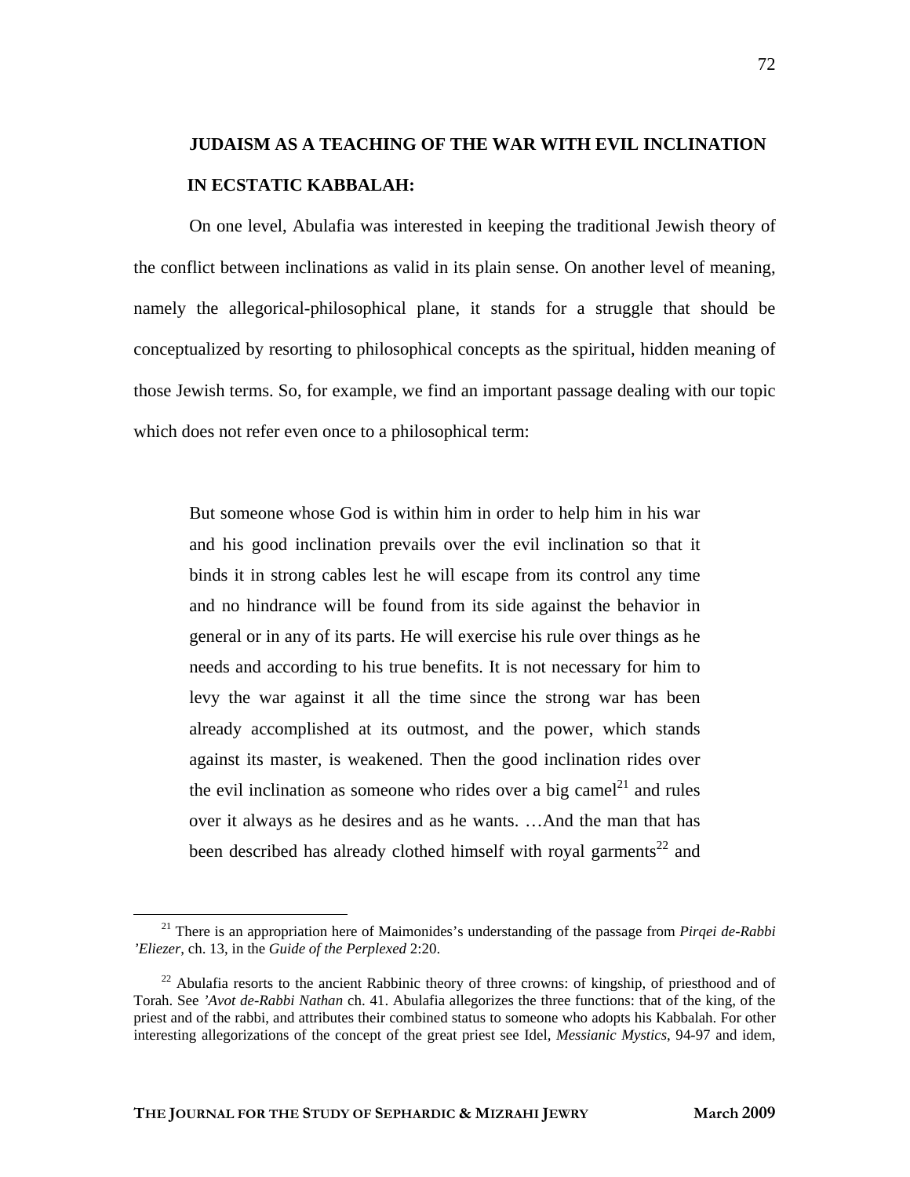## JUDAISM AS A TEACHING OF THE WAR WITH EVIL INCLINATION IN ECSTATIC KABBALAH:

On one level, Abulafia was interested in keeping the traditional Jewish theory of the conflict between inclinations as valid in its plain sense. On another level of meaning, namely the allegorical-philosophical plane, it stands for a struggle that should be conceptualized by resorting to philosophical concepts as the spiritual, hidden meaning of those Jewish terms. So, for example, we find an important passage dealing with our topic which does not refer even once to a philosophical term:

> But someone whose God is within him in order to help him in his war and his good inclination prevails over the evil inclination so that it binds it in strong cables lest he will escape from its control any time and no hindrance will be found from its side against the behavior in general or in any of its parts. He will exercise his rule over things as he needs and according to his true benefits. It is not necessary for him to levy the war against it all the time since the strong war has been already accomplished at its outmost, and the power, which stands against its master, is weakened. Then the good inclination rides over the evil inclination as someone who rides over a big camel[21] and rules over it always as he desires and as he wants. …And the man that has been described has already clothed himself with royal garments[22] and

[21] There is an appropriation here of Maimonides's understanding of the passage from *Pirqei de-Rabbi 'Eliezer*, ch. 13, in the *Guide of the Perplexed* 2:20.

[22] Abulafia resorts to the ancient Rabbinic theory of three crowns: of kingship, of priesthood and of Torah. See *'Avot de-Rabbi Nathan* ch. 41. Abulafia allegorizes the three functions: that of the king, of the priest and of the rabbi, and attributes their combined status to someone who adopts his Kabbalah. For other interesting allegorizations of the concept of the great priest see Idel, *Messianic Mystics*, 94-97 and idem,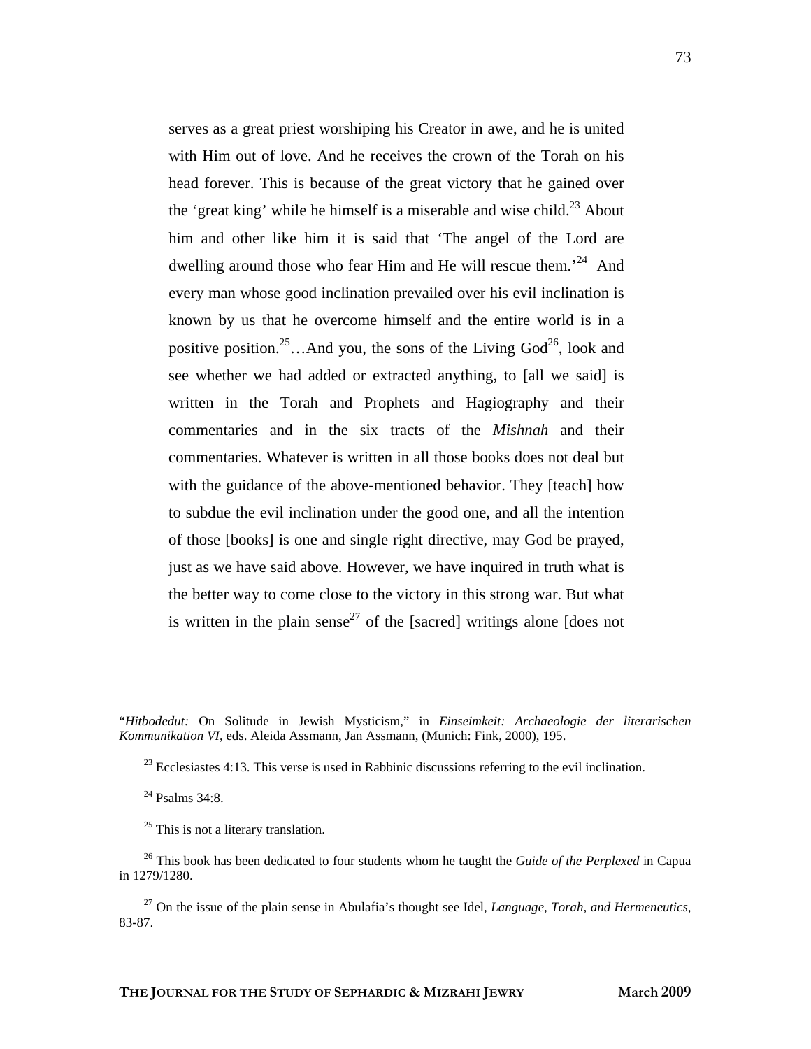serves as a great priest worshiping his Creator in awe, and he is united with Him out of love. And he receives the crown of the Torah on his head forever. This is because of the great victory that he gained over the 'great king' while he himself is a miserable and wise child.[23] About him and other like him it is said that 'The angel of the Lord are dwelling around those who fear Him and He will rescue them.'[24] And every man whose good inclination prevailed over his evil inclination is known by us that he overcome himself and the entire world is in a positive position.[25]…And you, the sons of the Living God[26], look and see whether we had added or extracted anything, to [all we said] is written in the Torah and Prophets and Hagiography and their commentaries and in the six tracts of the *Mishnah* and their commentaries. Whatever is written in all those books does not deal but with the guidance of the above-mentioned behavior. They [teach] how to subdue the evil inclination under the good one, and all the intention of those [books] is one and single right directive, may God be prayed, just as we have said above. However, we have inquired in truth what is the better way to come close to the victory in this strong war. But what is written in the plain sense[27] of the [sacred] writings alone [does not

---

"*Hitbodedut:* On Solitude in Jewish Mysticism," in *Einseimkeit: Archaeologie der literarischen Kommunikation VI*, eds. Aleida Assmann, Jan Assmann, (Munich: Fink, 2000), 195.

[23] Ecclesiastes 4:13. This verse is used in Rabbinic discussions referring to the evil inclination.

[24] Psalms 34:8.

[25] This is not a literary translation.

[26] This book has been dedicated to four students whom he taught the *Guide of the Perplexed* in Capua in 1279/1280.

[27] On the issue of the plain sense in Abulafia's thought see Idel, *Language, Torah, and Hermeneutics*, 83-87.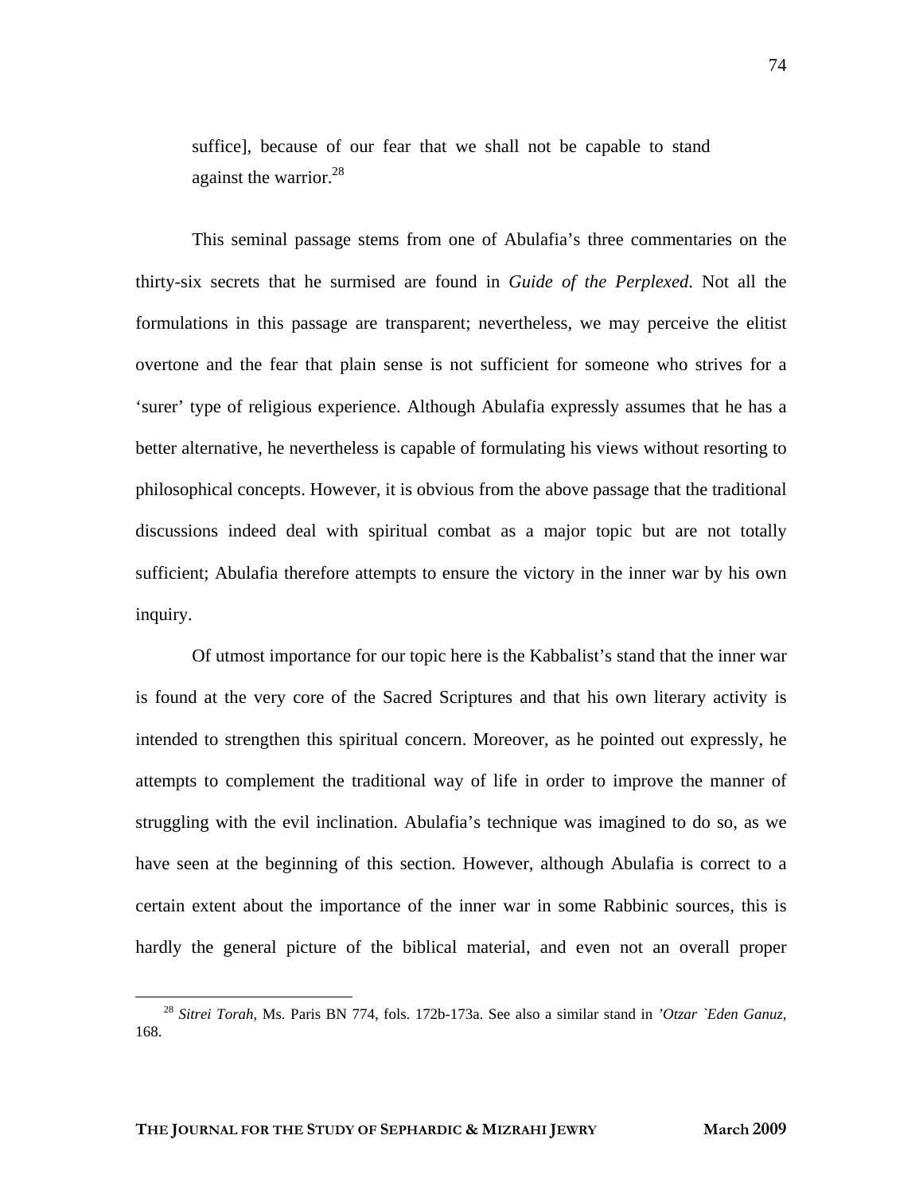> suffice], because of our fear that we shall not be capable to stand against the warrior.[28]

This seminal passage stems from one of Abulafia's three commentaries on the thirty-six secrets that he surmised are found in *Guide of the Perplexed*. Not all the formulations in this passage are transparent; nevertheless, we may perceive the elitist overtone and the fear that plain sense is not sufficient for someone who strives for a 'surer' type of religious experience. Although Abulafia expressly assumes that he has a better alternative, he nevertheless is capable of formulating his views without resorting to philosophical concepts. However, it is obvious from the above passage that the traditional discussions indeed deal with spiritual combat as a major topic but are not totally sufficient; Abulafia therefore attempts to ensure the victory in the inner war by his own inquiry.

Of utmost importance for our topic here is the Kabbalist's stand that the inner war is found at the very core of the Sacred Scriptures and that his own literary activity is intended to strengthen this spiritual concern. Moreover, as he pointed out expressly, he attempts to complement the traditional way of life in order to improve the manner of struggling with the evil inclination. Abulafia's technique was imagined to do so, as we have seen at the beginning of this section. However, although Abulafia is correct to a certain extent about the importance of the inner war in some Rabbinic sources, this is hardly the general picture of the biblical material, and even not an overall proper

---

[28] *Sitrei Torah*, Ms. Paris BN 774, fols. 172b-173a. See also a similar stand in *'Otzar `Eden Ganuz*, 168.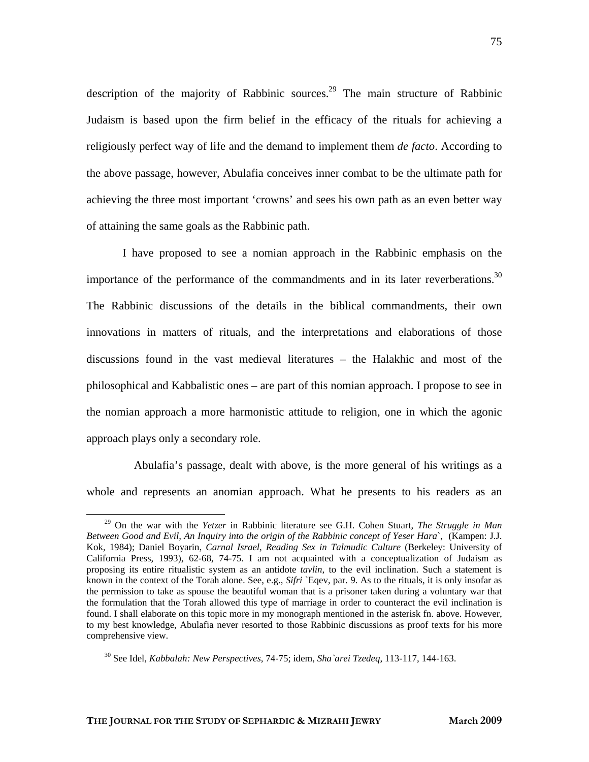description of the majority of Rabbinic sources.[29] The main structure of Rabbinic Judaism is based upon the firm belief in the efficacy of the rituals for achieving a religiously perfect way of life and the demand to implement them *de facto*. According to the above passage, however, Abulafia conceives inner combat to be the ultimate path for achieving the three most important 'crowns' and sees his own path as an even better way of attaining the same goals as the Rabbinic path.

I have proposed to see a nomian approach in the Rabbinic emphasis on the importance of the performance of the commandments and in its later reverberations.[30] The Rabbinic discussions of the details in the biblical commandments, their own innovations in matters of rituals, and the interpretations and elaborations of those discussions found in the vast medieval literatures – the Halakhic and most of the philosophical and Kabbalistic ones – are part of this nomian approach. I propose to see in the nomian approach a more harmonistic attitude to religion, one in which the agonic approach plays only a secondary role.

Abulafia's passage, dealt with above, is the more general of his writings as a whole and represents an anomian approach. What he presents to his readers as an

---

[29] On the war with the *Yetzer* in Rabbinic literature see G.H. Cohen Stuart, *The Struggle in Man Between Good and Evil, An Inquiry into the origin of the Rabbinic concept of Yeser Hara`*, (Kampen: J.J. Kok, 1984); Daniel Boyarin, *Carnal Israel, Reading Sex in Talmudic Culture* (Berkeley: University of California Press, 1993), 62-68, 74-75. I am not acquainted with a conceptualization of Judaism as proposing its entire ritualistic system as an antidote *tavlin*, to the evil inclination. Such a statement is known in the context of the Torah alone. See, e.g., *Sifri* `Eqev, par. 9. As to the rituals, it is only insofar as the permission to take as spouse the beautiful woman that is a prisoner taken during a voluntary war that the formulation that the Torah allowed this type of marriage in order to counteract the evil inclination is found. I shall elaborate on this topic more in my monograph mentioned in the asterisk fn. above. However, to my best knowledge, Abulafia never resorted to those Rabbinic discussions as proof texts for his more comprehensive view.

[30] See Idel, *Kabbalah: New Perspectives*, 74-75; idem, *Sha`arei Tzedeq*, 113-117, 144-163.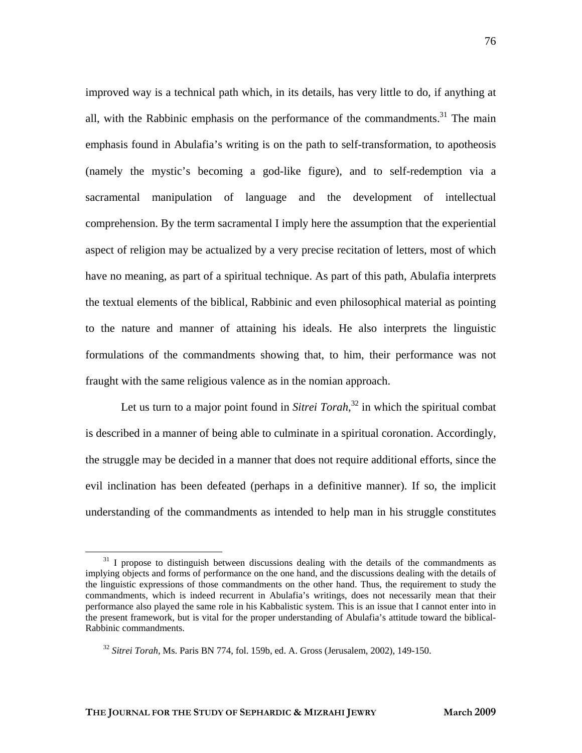improved way is a technical path which, in its details, has very little to do, if anything at all, with the Rabbinic emphasis on the performance of the commandments.[31] The main emphasis found in Abulafia's writing is on the path to self-transformation, to apotheosis (namely the mystic's becoming a god-like figure), and to self-redemption via a sacramental manipulation of language and the development of intellectual comprehension. By the term sacramental I imply here the assumption that the experiential aspect of religion may be actualized by a very precise recitation of letters, most of which have no meaning, as part of a spiritual technique. As part of this path, Abulafia interprets the textual elements of the biblical, Rabbinic and even philosophical material as pointing to the nature and manner of attaining his ideals. He also interprets the linguistic formulations of the commandments showing that, to him, their performance was not fraught with the same religious valence as in the nomian approach.

Let us turn to a major point found in *Sitrei Torah*,[32] in which the spiritual combat is described in a manner of being able to culminate in a spiritual coronation. Accordingly, the struggle may be decided in a manner that does not require additional efforts, since the evil inclination has been defeated (perhaps in a definitive manner). If so, the implicit understanding of the commandments as intended to help man in his struggle constitutes

---

[31] I propose to distinguish between discussions dealing with the details of the commandments as implying objects and forms of performance on the one hand, and the discussions dealing with the details of the linguistic expressions of those commandments on the other hand. Thus, the requirement to study the commandments, which is indeed recurrent in Abulafia's writings, does not necessarily mean that their performance also played the same role in his Kabbalistic system. This is an issue that I cannot enter into in the present framework, but is vital for the proper understanding of Abulafia's attitude toward the biblical-Rabbinic commandments.

[32] *Sitrei Torah*, Ms. Paris BN 774, fol. 159b, ed. A. Gross (Jerusalem, 2002), 149-150.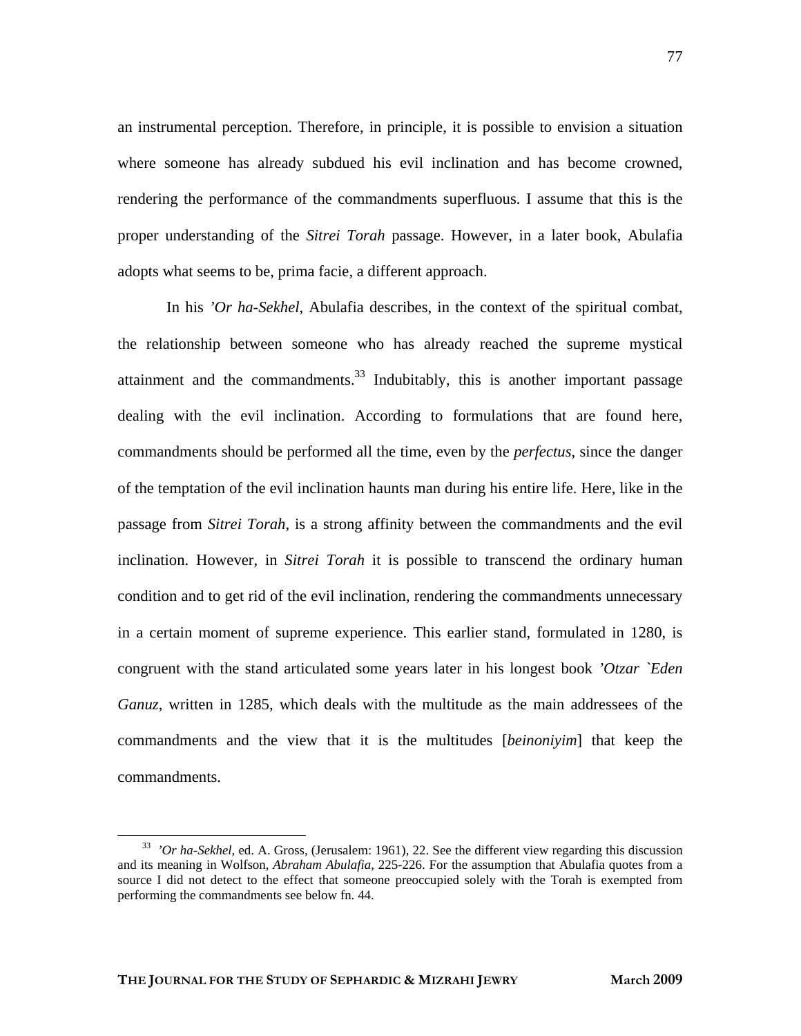an instrumental perception. Therefore, in principle, it is possible to envision a situation where someone has already subdued his evil inclination and has become crowned, rendering the performance of the commandments superfluous. I assume that this is the proper understanding of the *Sitrei Torah* passage. However, in a later book, Abulafia adopts what seems to be, prima facie, a different approach.

In his *'Or ha-Sekhel*, Abulafia describes, in the context of the spiritual combat, the relationship between someone who has already reached the supreme mystical attainment and the commandments.[33] Indubitably, this is another important passage dealing with the evil inclination. According to formulations that are found here, commandments should be performed all the time, even by the *perfectus*, since the danger of the temptation of the evil inclination haunts man during his entire life. Here, like in the passage from *Sitrei Torah*, is a strong affinity between the commandments and the evil inclination. However, in *Sitrei Torah* it is possible to transcend the ordinary human condition and to get rid of the evil inclination, rendering the commandments unnecessary in a certain moment of supreme experience. This earlier stand, formulated in 1280, is congruent with the stand articulated some years later in his longest book *'Otzar `Eden Ganuz*, written in 1285, which deals with the multitude as the main addressees of the commandments and the view that it is the multitudes [*beinoniyim*] that keep the commandments.

---

[33] *'Or ha-Sekhel*, ed. A. Gross, (Jerusalem: 1961), 22. See the different view regarding this discussion and its meaning in Wolfson, *Abraham Abulafia*, 225-226. For the assumption that Abulafia quotes from a source I did not detect to the effect that someone preoccupied solely with the Torah is exempted from performing the commandments see below fn. 44.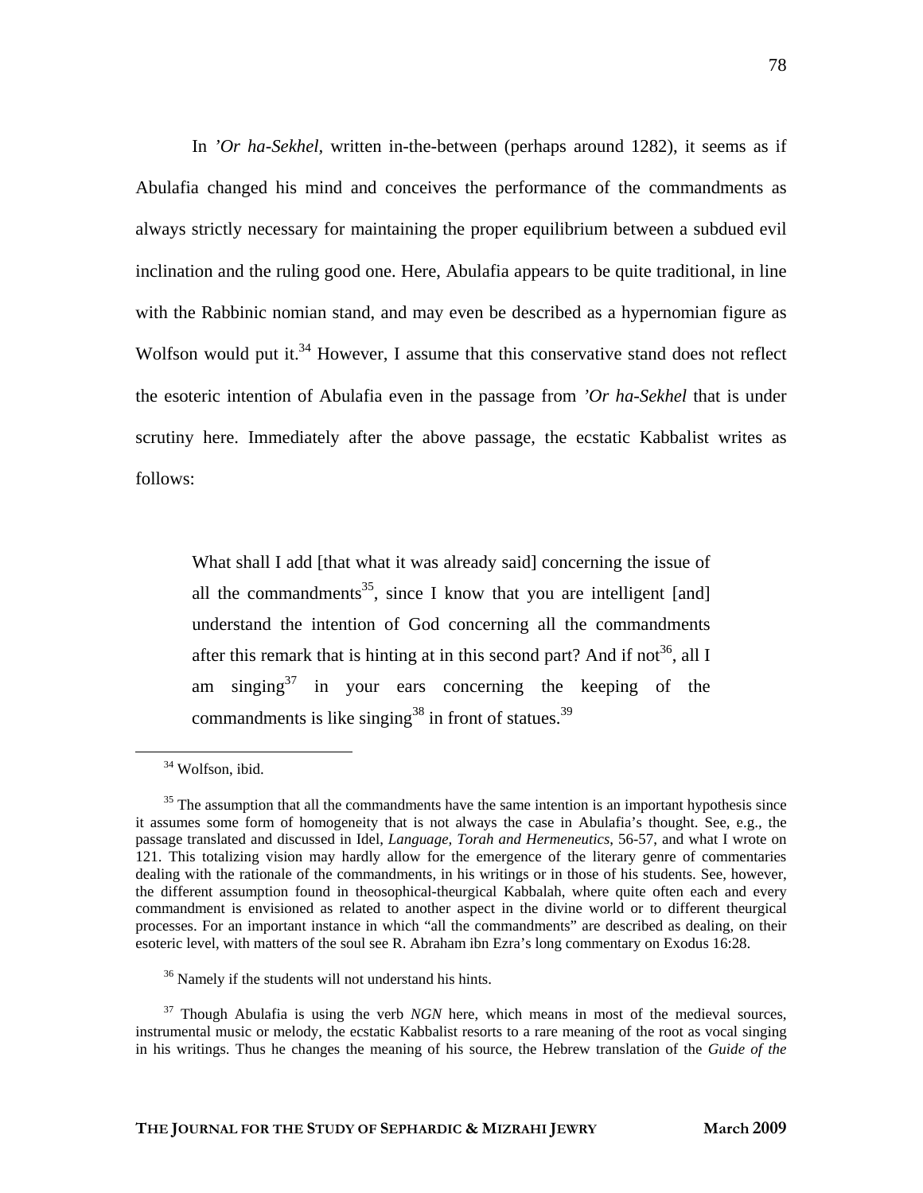In *’Or ha-Sekhel*, written in-the-between (perhaps around 1282), it seems as if Abulafia changed his mind and conceives the performance of the commandments as always strictly necessary for maintaining the proper equilibrium between a subdued evil inclination and the ruling good one. Here, Abulafia appears to be quite traditional, in line with the Rabbinic nomian stand, and may even be described as a hypernomian figure as Wolfson would put it.[34] However, I assume that this conservative stand does not reflect the esoteric intention of Abulafia even in the passage from *’Or ha-Sekhel* that is under scrutiny here. Immediately after the above passage, the ecstatic Kabbalist writes as follows:

> What shall I add [that what it was already said] concerning the issue of all the commandments[35], since I know that you are intelligent [and] understand the intention of God concerning all the commandments after this remark that is hinting at in this second part? And if not[36], all I am singing[37] in your ears concerning the keeping of the commandments is like singing[38] in front of statues.[39]

[34] Wolfson, ibid.

[35] The assumption that all the commandments have the same intention is an important hypothesis since it assumes some form of homogeneity that is not always the case in Abulafia’s thought. See, e.g., the passage translated and discussed in Idel, *Language, Torah and Hermeneutics*, 56-57, and what I wrote on 121. This totalizing vision may hardly allow for the emergence of the literary genre of commentaries dealing with the rationale of the commandments, in his writings or in those of his students. See, however, the different assumption found in theosophical-theurgical Kabbalah, where quite often each and every commandment is envisioned as related to another aspect in the divine world or to different theurgical processes. For an important instance in which “all the commandments” are described as dealing, on their esoteric level, with matters of the soul see R. Abraham ibn Ezra’s long commentary on Exodus 16:28.

[36] Namely if the students will not understand his hints.

[37] Though Abulafia is using the verb *NGN* here, which means in most of the medieval sources, instrumental music or melody, the ecstatic Kabbalist resorts to a rare meaning of the root as vocal singing in his writings. Thus he changes the meaning of his source, the Hebrew translation of the *Guide of the*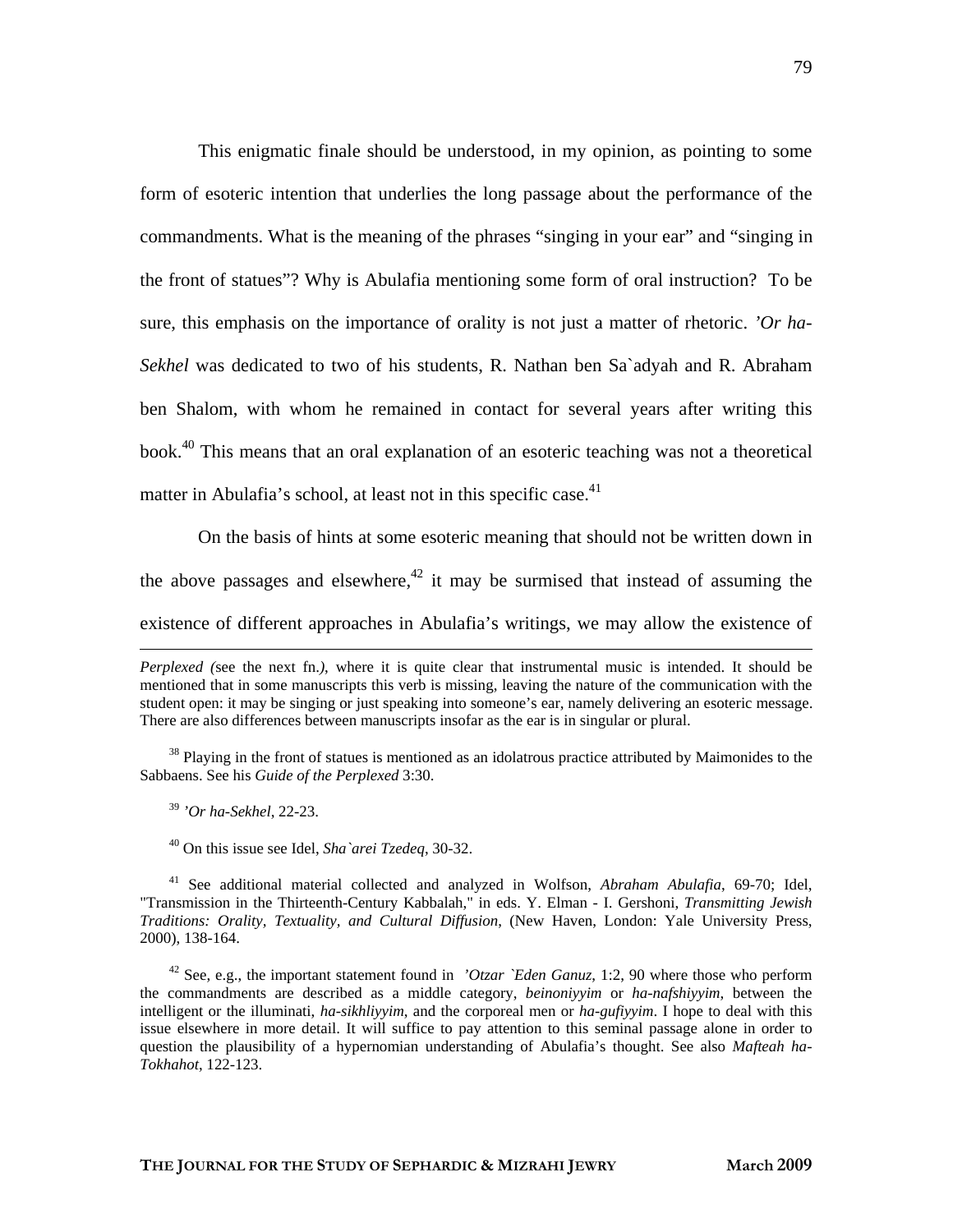This enigmatic finale should be understood, in my opinion, as pointing to some form of esoteric intention that underlies the long passage about the performance of the commandments. What is the meaning of the phrases "singing in your ear" and "singing in the front of statues"? Why is Abulafia mentioning some form of oral instruction? To be sure, this emphasis on the importance of orality is not just a matter of rhetoric. *'Or ha-Sekhel* was dedicated to two of his students, R. Nathan ben Sa`adyah and R. Abraham ben Shalom, with whom he remained in contact for several years after writing this book.[40] This means that an oral explanation of an esoteric teaching was not a theoretical matter in Abulafia's school, at least not in this specific case.[41]

On the basis of hints at some esoteric meaning that should not be written down in the above passages and elsewhere,[42] it may be surmised that instead of assuming the existence of different approaches in Abulafia's writings, we may allow the existence of

---

*Perplexed (*see the next fn.*)*, where it is quite clear that instrumental music is intended. It should be mentioned that in some manuscripts this verb is missing, leaving the nature of the communication with the student open: it may be singing or just speaking into someone's ear, namely delivering an esoteric message. There are also differences between manuscripts insofar as the ear is in singular or plural.

[38] Playing in the front of statues is mentioned as an idolatrous practice attributed by Maimonides to the Sabbaens. See his *Guide of the Perplexed* 3:30.

[39] *'Or ha-Sekhel*, 22-23.

[40] On this issue see Idel, *Sha`arei Tzedeq*, 30-32.

[41] See additional material collected and analyzed in Wolfson, *Abraham Abulafia*, 69-70; Idel, "Transmission in the Thirteenth-Century Kabbalah," in eds. Y. Elman - I. Gershoni, *Transmitting Jewish Traditions: Orality, Textuality, and Cultural Diffusion*, (New Haven, London: Yale University Press, 2000), 138-164.

[42] See, e.g., the important statement found in *'Otzar `Eden Ganuz*, 1:2, 90 where those who perform the commandments are described as a middle category, *beinoniyyim* or *ha-nafshiyyim*, between the intelligent or the illuminati, *ha-sikhliyyim*, and the corporeal men or *ha-gufiyyim*. I hope to deal with this issue elsewhere in more detail. It will suffice to pay attention to this seminal passage alone in order to question the plausibility of a hypernomian understanding of Abulafia's thought. See also *Mafteah ha-Tokhahot*, 122-123.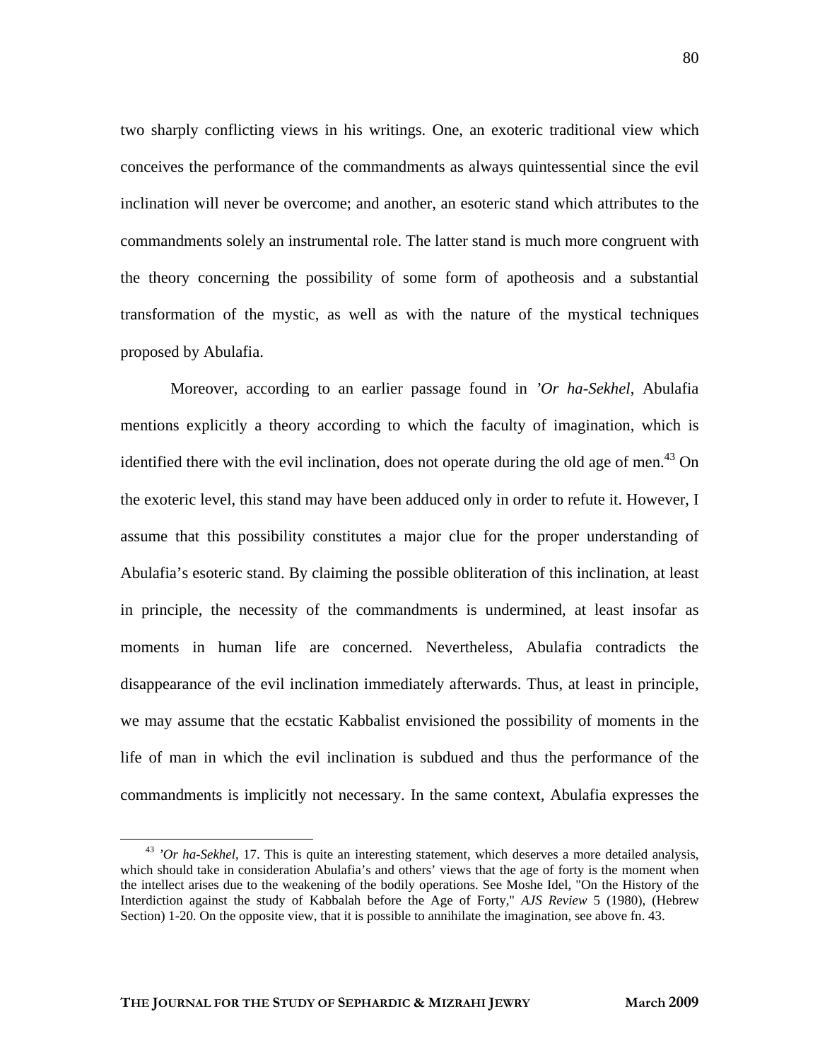two sharply conflicting views in his writings. One, an exoteric traditional view which conceives the performance of the commandments as always quintessential since the evil inclination will never be overcome; and another, an esoteric stand which attributes to the commandments solely an instrumental role. The latter stand is much more congruent with the theory concerning the possibility of some form of apotheosis and a substantial transformation of the mystic, as well as with the nature of the mystical techniques proposed by Abulafia.

Moreover, according to an earlier passage found in *'Or ha-Sekhel*, Abulafia mentions explicitly a theory according to which the faculty of imagination, which is identified there with the evil inclination, does not operate during the old age of men.[43] On the exoteric level, this stand may have been adduced only in order to refute it. However, I assume that this possibility constitutes a major clue for the proper understanding of Abulafia's esoteric stand. By claiming the possible obliteration of this inclination, at least in principle, the necessity of the commandments is undermined, at least insofar as moments in human life are concerned. Nevertheless, Abulafia contradicts the disappearance of the evil inclination immediately afterwards. Thus, at least in principle, we may assume that the ecstatic Kabbalist envisioned the possibility of moments in the life of man in which the evil inclination is subdued and thus the performance of the commandments is implicitly not necessary. In the same context, Abulafia expresses the

---

[43] *'Or ha-Sekhel*, 17. This is quite an interesting statement, which deserves a more detailed analysis, which should take in consideration Abulafia's and others' views that the age of forty is the moment when the intellect arises due to the weakening of the bodily operations. See Moshe Idel, "On the History of the Interdiction against the study of Kabbalah before the Age of Forty," *AJS Review* 5 (1980), (Hebrew Section) 1-20. On the opposite view, that it is possible to annihilate the imagination, see above fn. 43.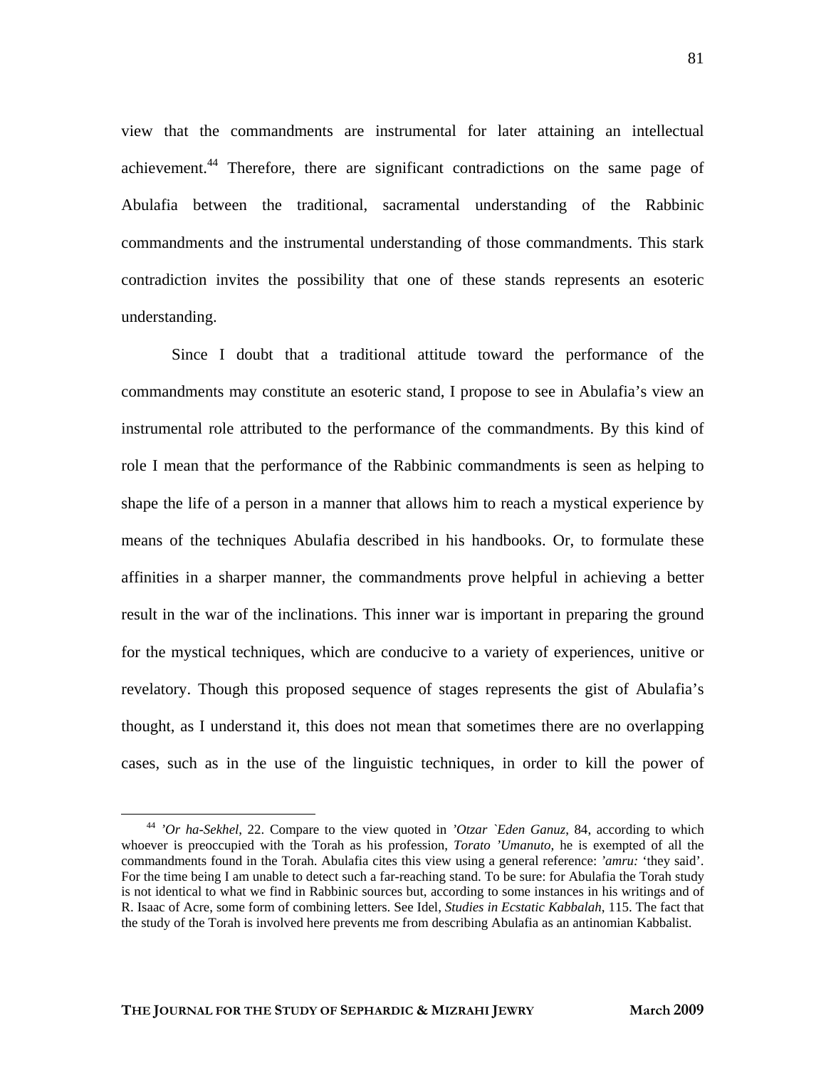view that the commandments are instrumental for later attaining an intellectual achievement.[44] Therefore, there are significant contradictions on the same page of Abulafia between the traditional, sacramental understanding of the Rabbinic commandments and the instrumental understanding of those commandments. This stark contradiction invites the possibility that one of these stands represents an esoteric understanding.

Since I doubt that a traditional attitude toward the performance of the commandments may constitute an esoteric stand, I propose to see in Abulafia's view an instrumental role attributed to the performance of the commandments. By this kind of role I mean that the performance of the Rabbinic commandments is seen as helping to shape the life of a person in a manner that allows him to reach a mystical experience by means of the techniques Abulafia described in his handbooks. Or, to formulate these affinities in a sharper manner, the commandments prove helpful in achieving a better result in the war of the inclinations. This inner war is important in preparing the ground for the mystical techniques, which are conducive to a variety of experiences, unitive or revelatory. Though this proposed sequence of stages represents the gist of Abulafia's thought, as I understand it, this does not mean that sometimes there are no overlapping cases, such as in the use of the linguistic techniques, in order to kill the power of

---

[44] *'Or ha-Sekhel*, 22. Compare to the view quoted in *'Otzar `Eden Ganuz*, 84, according to which whoever is preoccupied with the Torah as his profession, *Torato 'Umanuto*, he is exempted of all the commandments found in the Torah. Abulafia cites this view using a general reference: *'amru:* 'they said'. For the time being I am unable to detect such a far-reaching stand. To be sure: for Abulafia the Torah study is not identical to what we find in Rabbinic sources but, according to some instances in his writings and of R. Isaac of Acre, some form of combining letters. See Idel, *Studies in Ecstatic Kabbalah*, 115. The fact that the study of the Torah is involved here prevents me from describing Abulafia as an antinomian Kabbalist.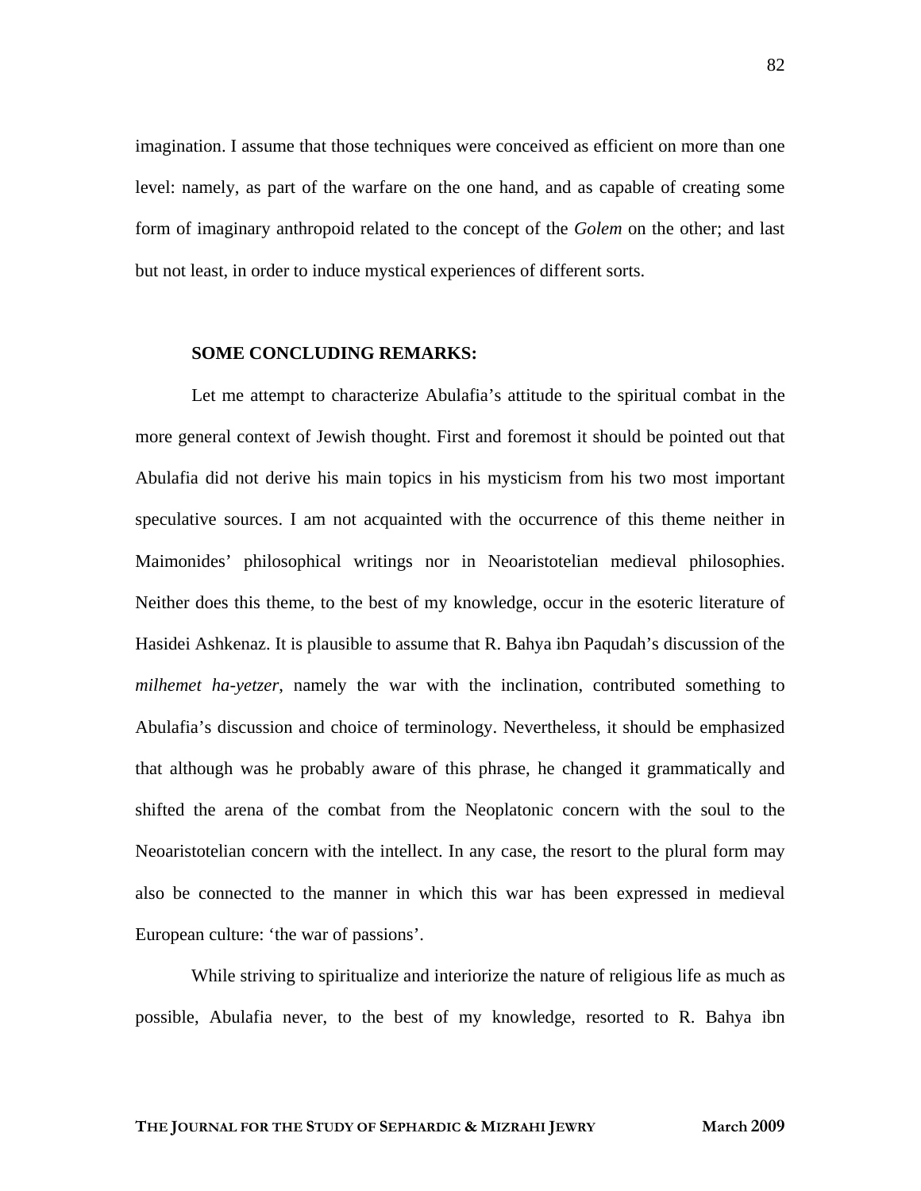imagination. I assume that those techniques were conceived as efficient on more than one level: namely, as part of the warfare on the one hand, and as capable of creating some form of imaginary anthropoid related to the concept of the *Golem* on the other; and last but not least, in order to induce mystical experiences of different sorts.

**SOME CONCLUDING REMARKS:**

Let me attempt to characterize Abulafia's attitude to the spiritual combat in the more general context of Jewish thought. First and foremost it should be pointed out that Abulafia did not derive his main topics in his mysticism from his two most important speculative sources. I am not acquainted with the occurrence of this theme neither in Maimonides' philosophical writings nor in Neoaristotelian medieval philosophies. Neither does this theme, to the best of my knowledge, occur in the esoteric literature of Hasidei Ashkenaz. It is plausible to assume that R. Bahya ibn Paqudah's discussion of the *milhemet ha-yetzer*, namely the war with the inclination, contributed something to Abulafia's discussion and choice of terminology. Nevertheless, it should be emphasized that although was he probably aware of this phrase, he changed it grammatically and shifted the arena of the combat from the Neoplatonic concern with the soul to the Neoaristotelian concern with the intellect. In any case, the resort to the plural form may also be connected to the manner in which this war has been expressed in medieval European culture: 'the war of passions'.

While striving to spiritualize and interiorize the nature of religious life as much as possible, Abulafia never, to the best of my knowledge, resorted to R. Bahya ibn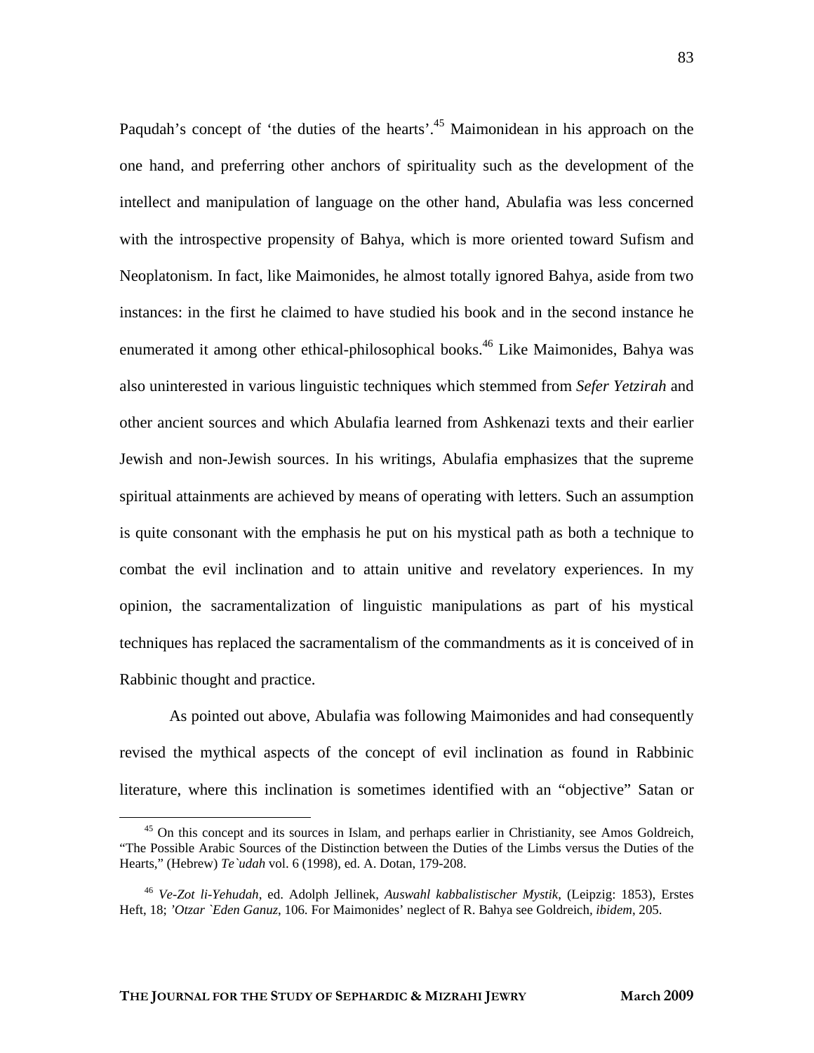Paqudah's concept of 'the duties of the hearts'.[45] Maimonidean in his approach on the one hand, and preferring other anchors of spirituality such as the development of the intellect and manipulation of language on the other hand, Abulafia was less concerned with the introspective propensity of Bahya, which is more oriented toward Sufism and Neoplatonism. In fact, like Maimonides, he almost totally ignored Bahya, aside from two instances: in the first he claimed to have studied his book and in the second instance he enumerated it among other ethical-philosophical books.[46] Like Maimonides, Bahya was also uninterested in various linguistic techniques which stemmed from *Sefer Yetzirah* and other ancient sources and which Abulafia learned from Ashkenazi texts and their earlier Jewish and non-Jewish sources. In his writings, Abulafia emphasizes that the supreme spiritual attainments are achieved by means of operating with letters. Such an assumption is quite consonant with the emphasis he put on his mystical path as both a technique to combat the evil inclination and to attain unitive and revelatory experiences. In my opinion, the sacramentalization of linguistic manipulations as part of his mystical techniques has replaced the sacramentalism of the commandments as it is conceived of in Rabbinic thought and practice.

As pointed out above, Abulafia was following Maimonides and had consequently revised the mythical aspects of the concept of evil inclination as found in Rabbinic literature, where this inclination is sometimes identified with an "objective" Satan or

---

[45] On this concept and its sources in Islam, and perhaps earlier in Christianity, see Amos Goldreich, "The Possible Arabic Sources of the Distinction between the Duties of the Limbs versus the Duties of the Hearts," (Hebrew) *Te`udah* vol. 6 (1998), ed. A. Dotan, 179-208.

[46] *Ve-Zot li-Yehudah*, ed. Adolph Jellinek, *Auswahl kabbalistischer Mystik*, (Leipzig: 1853), Erstes Heft, 18; *'Otzar `Eden Ganuz*, 106. For Maimonides' neglect of R. Bahya see Goldreich, *ibidem*, 205.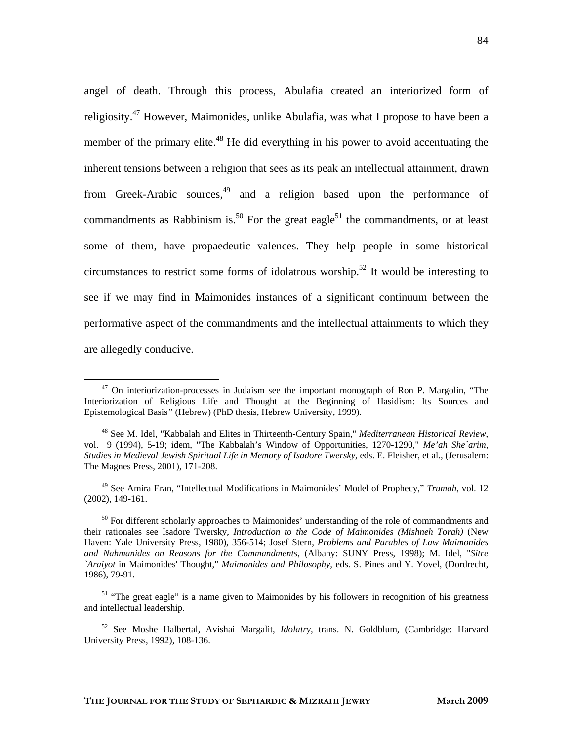angel of death. Through this process, Abulafia created an interiorized form of religiosity.[47] However, Maimonides, unlike Abulafia, was what I propose to have been a member of the primary elite.[48] He did everything in his power to avoid accentuating the inherent tensions between a religion that sees as its peak an intellectual attainment, drawn from Greek-Arabic sources,[49] and a religion based upon the performance of commandments as Rabbinism is.[50] For the great eagle[51] the commandments, or at least some of them, have propaedeutic valences. They help people in some historical circumstances to restrict some forms of idolatrous worship.[52] It would be interesting to see if we may find in Maimonides instances of a significant continuum between the performative aspect of the commandments and the intellectual attainments to which they are allegedly conducive.

---

[47] On interiorization-processes in Judaism see the important monograph of Ron P. Margolin, "The Interiorization of Religious Life and Thought at the Beginning of Hasidism: Its Sources and Epistemological Basis" (Hebrew) (PhD thesis, Hebrew University, 1999).

[48] See M. Idel, "Kabbalah and Elites in Thirteenth-Century Spain," *Mediterranean Historical Review*, vol. 9 (1994), 5-19; idem, "The Kabbalah's Window of Opportunities, 1270-1290," *Me'ah She`arim, Studies in Medieval Jewish Spiritual Life in Memory of Isadore Twersky*, eds. E. Fleisher, et al., (Jerusalem: The Magnes Press, 2001), 171-208.

[49] See Amira Eran, "Intellectual Modifications in Maimonides' Model of Prophecy," *Trumah*, vol. 12 (2002), 149-161.

[50] For different scholarly approaches to Maimonides' understanding of the role of commandments and their rationales see Isadore Twersky, *Introduction to the Code of Maimonides (Mishneh Torah)* (New Haven: Yale University Press, 1980), 356-514; Josef Stern, *Problems and Parables of Law Maimonides and Nahmanides on Reasons for the Commandments*, (Albany: SUNY Press, 1998); M. Idel, "*Sitre `Araiyot* in Maimonides' Thought," *Maimonides and Philosophy*, eds. S. Pines and Y. Yovel, (Dordrecht, 1986), 79-91.

[51] "The great eagle" is a name given to Maimonides by his followers in recognition of his greatness and intellectual leadership.

[52] See Moshe Halbertal, Avishai Margalit, *Idolatry*, trans. N. Goldblum, (Cambridge: Harvard University Press, 1992), 108-136.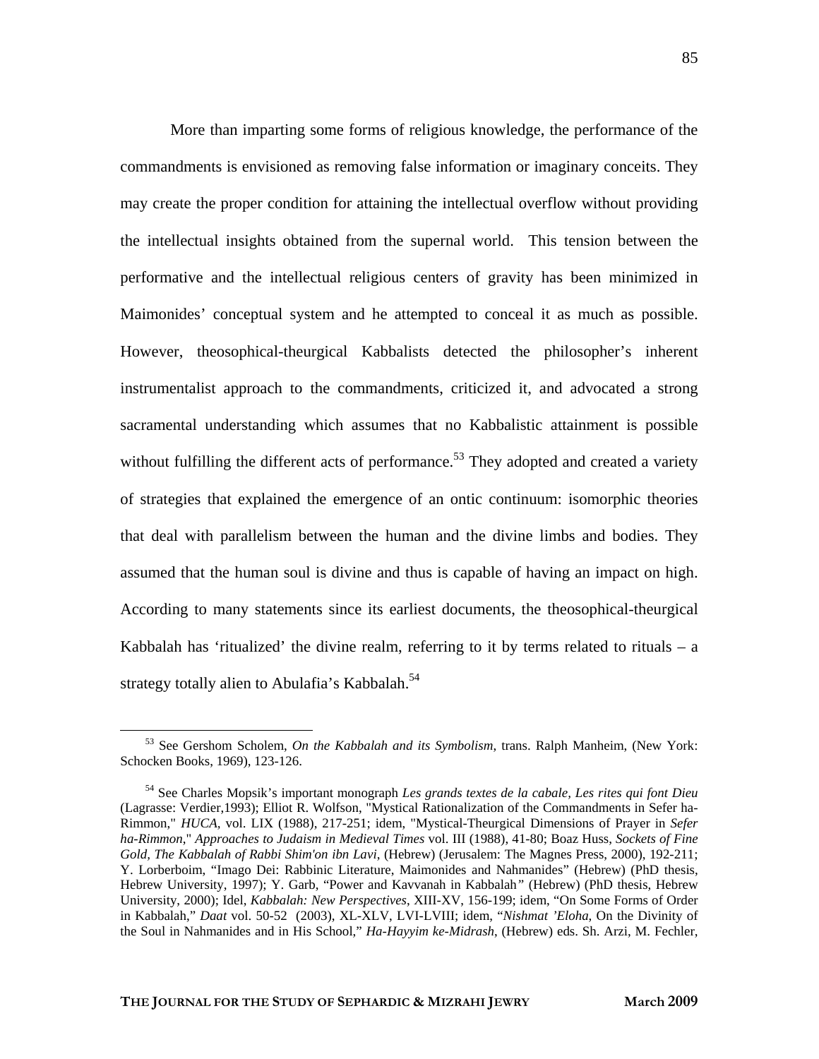More than imparting some forms of religious knowledge, the performance of the commandments is envisioned as removing false information or imaginary conceits. They may create the proper condition for attaining the intellectual overflow without providing the intellectual insights obtained from the supernal world. This tension between the performative and the intellectual religious centers of gravity has been minimized in Maimonides' conceptual system and he attempted to conceal it as much as possible. However, theosophical-theurgical Kabbalists detected the philosopher's inherent instrumentalist approach to the commandments, criticized it, and advocated a strong sacramental understanding which assumes that no Kabbalistic attainment is possible without fulfilling the different acts of performance.[53] They adopted and created a variety of strategies that explained the emergence of an ontic continuum: isomorphic theories that deal with parallelism between the human and the divine limbs and bodies. They assumed that the human soul is divine and thus is capable of having an impact on high. According to many statements since its earliest documents, the theosophical-theurgical Kabbalah has 'ritualized' the divine realm, referring to it by terms related to rituals – a strategy totally alien to Abulafia's Kabbalah.[54]

---

[53] See Gershom Scholem, *On the Kabbalah and its Symbolism*, trans. Ralph Manheim, (New York: Schocken Books, 1969), 123-126.

[54] See Charles Mopsik's important monograph *Les grands textes de la cabale, Les rites qui font Dieu* (Lagrasse: Verdier,1993); Elliot R. Wolfson, "Mystical Rationalization of the Commandments in Sefer ha-Rimmon," *HUCA*, vol. LIX (1988), 217-251; idem, "Mystical-Theurgical Dimensions of Prayer in *Sefer ha-Rimmon*," *Approaches to Judaism in Medieval Times* vol. III (1988), 41-80; Boaz Huss, *Sockets of Fine Gold, The Kabbalah of Rabbi Shim'on ibn Lavi*, (Hebrew) (Jerusalem: The Magnes Press, 2000), 192-211; Y. Lorberboim, "Imago Dei: Rabbinic Literature, Maimonides and Nahmanides" (Hebrew) (PhD thesis, Hebrew University, 1997); Y. Garb, "Power and Kavvanah in Kabbalah" (Hebrew) (PhD thesis, Hebrew University, 2000); Idel, *Kabbalah: New Perspectives*, XIII-XV, 156-199; idem, "On Some Forms of Order in Kabbalah," *Daat* vol. 50-52 (2003), XL-XLV, LVI-LVIII; idem, "*Nishmat 'Eloha*, On the Divinity of the Soul in Nahmanides and in His School," *Ha-Hayyim ke-Midrash*, (Hebrew) eds. Sh. Arzi, M. Fechler,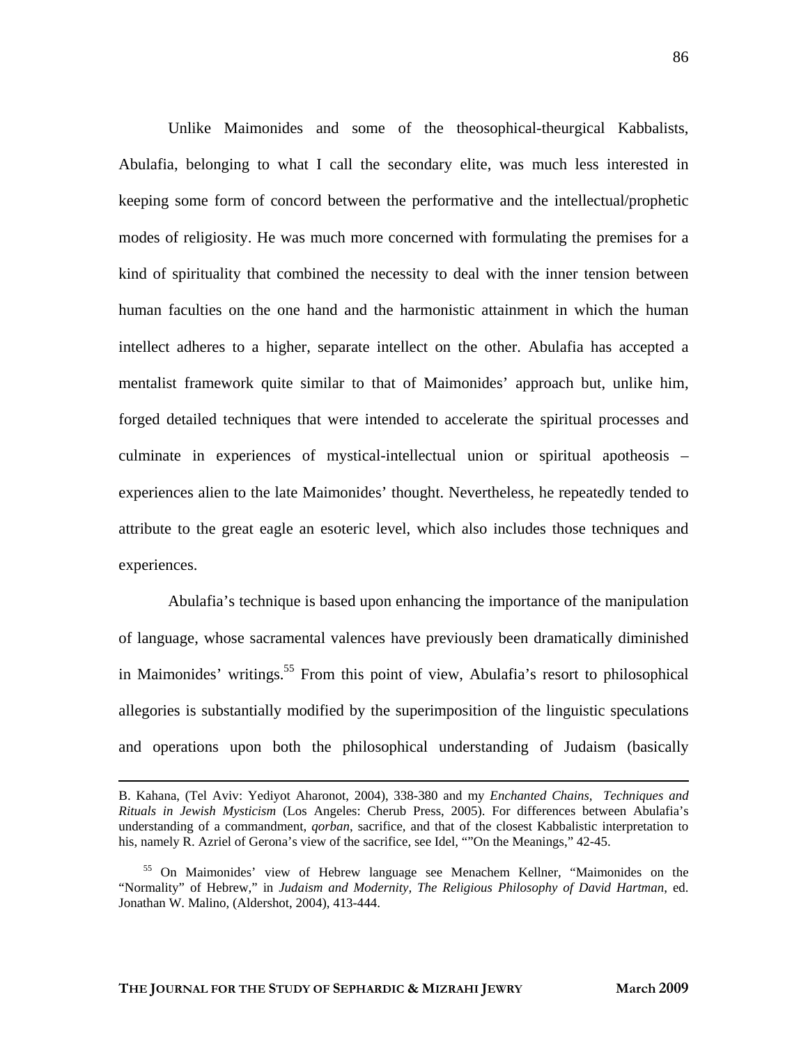Unlike Maimonides and some of the theosophical-theurgical Kabbalists, Abulafia, belonging to what I call the secondary elite, was much less interested in keeping some form of concord between the performative and the intellectual/prophetic modes of religiosity. He was much more concerned with formulating the premises for a kind of spirituality that combined the necessity to deal with the inner tension between human faculties on the one hand and the harmonistic attainment in which the human intellect adheres to a higher, separate intellect on the other. Abulafia has accepted a mentalist framework quite similar to that of Maimonides' approach but, unlike him, forged detailed techniques that were intended to accelerate the spiritual processes and culminate in experiences of mystical-intellectual union or spiritual apotheosis – experiences alien to the late Maimonides' thought. Nevertheless, he repeatedly tended to attribute to the great eagle an esoteric level, which also includes those techniques and experiences.

Abulafia's technique is based upon enhancing the importance of the manipulation of language, whose sacramental valences have previously been dramatically diminished in Maimonides' writings.[55] From this point of view, Abulafia's resort to philosophical allegories is substantially modified by the superimposition of the linguistic speculations and operations upon both the philosophical understanding of Judaism (basically

---

B. Kahana, (Tel Aviv: Yediyot Aharonot, 2004), 338-380 and my *Enchanted Chains, Techniques and Rituals in Jewish Mysticism* (Los Angeles: Cherub Press, 2005). For differences between Abulafia's understanding of a commandment, *qorban*, sacrifice, and that of the closest Kabbalistic interpretation to his, namely R. Azriel of Gerona's view of the sacrifice, see Idel, "”On the Meanings," 42-45.

[55] On Maimonides' view of Hebrew language see Menachem Kellner, "Maimonides on the "Normality" of Hebrew," in *Judaism and Modernity, The Religious Philosophy of David Hartman*, ed. Jonathan W. Malino, (Aldershot, 2004), 413-444.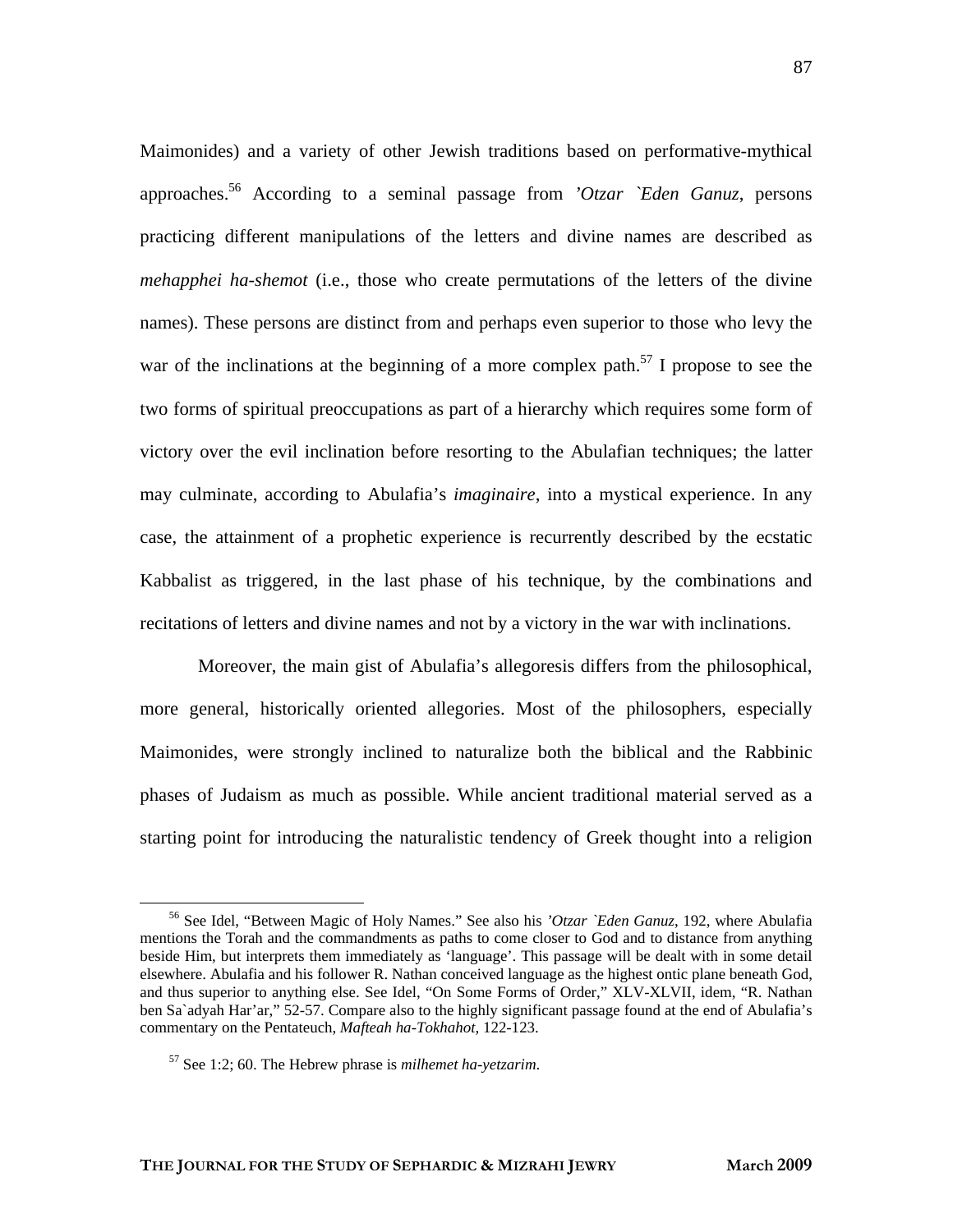Maimonides) and a variety of other Jewish traditions based on performative-mythical approaches.[56] According to a seminal passage from *'Otzar `Eden Ganuz*, persons practicing different manipulations of the letters and divine names are described as *mehapphei ha-shemot* (i.e., those who create permutations of the letters of the divine names). These persons are distinct from and perhaps even superior to those who levy the war of the inclinations at the beginning of a more complex path.[57] I propose to see the two forms of spiritual preoccupations as part of a hierarchy which requires some form of victory over the evil inclination before resorting to the Abulafian techniques; the latter may culminate, according to Abulafia's *imaginaire*, into a mystical experience. In any case, the attainment of a prophetic experience is recurrently described by the ecstatic Kabbalist as triggered, in the last phase of his technique, by the combinations and recitations of letters and divine names and not by a victory in the war with inclinations.

Moreover, the main gist of Abulafia's allegoresis differs from the philosophical, more general, historically oriented allegories. Most of the philosophers, especially Maimonides, were strongly inclined to naturalize both the biblical and the Rabbinic phases of Judaism as much as possible. While ancient traditional material served as a starting point for introducing the naturalistic tendency of Greek thought into a religion

---

[56] See Idel, "Between Magic of Holy Names." See also his *'Otzar `Eden Ganuz*, 192, where Abulafia mentions the Torah and the commandments as paths to come closer to God and to distance from anything beside Him, but interprets them immediately as 'language'. This passage will be dealt with in some detail elsewhere. Abulafia and his follower R. Nathan conceived language as the highest ontic plane beneath God, and thus superior to anything else. See Idel, "On Some Forms of Order," XLV-XLVII, idem, "R. Nathan ben Sa`adyah Har'ar," 52-57. Compare also to the highly significant passage found at the end of Abulafia's commentary on the Pentateuch, *Mafteah ha-Tokhahot*, 122-123.

[57] See 1:2; 60. The Hebrew phrase is *milhemet ha-yetzarim*.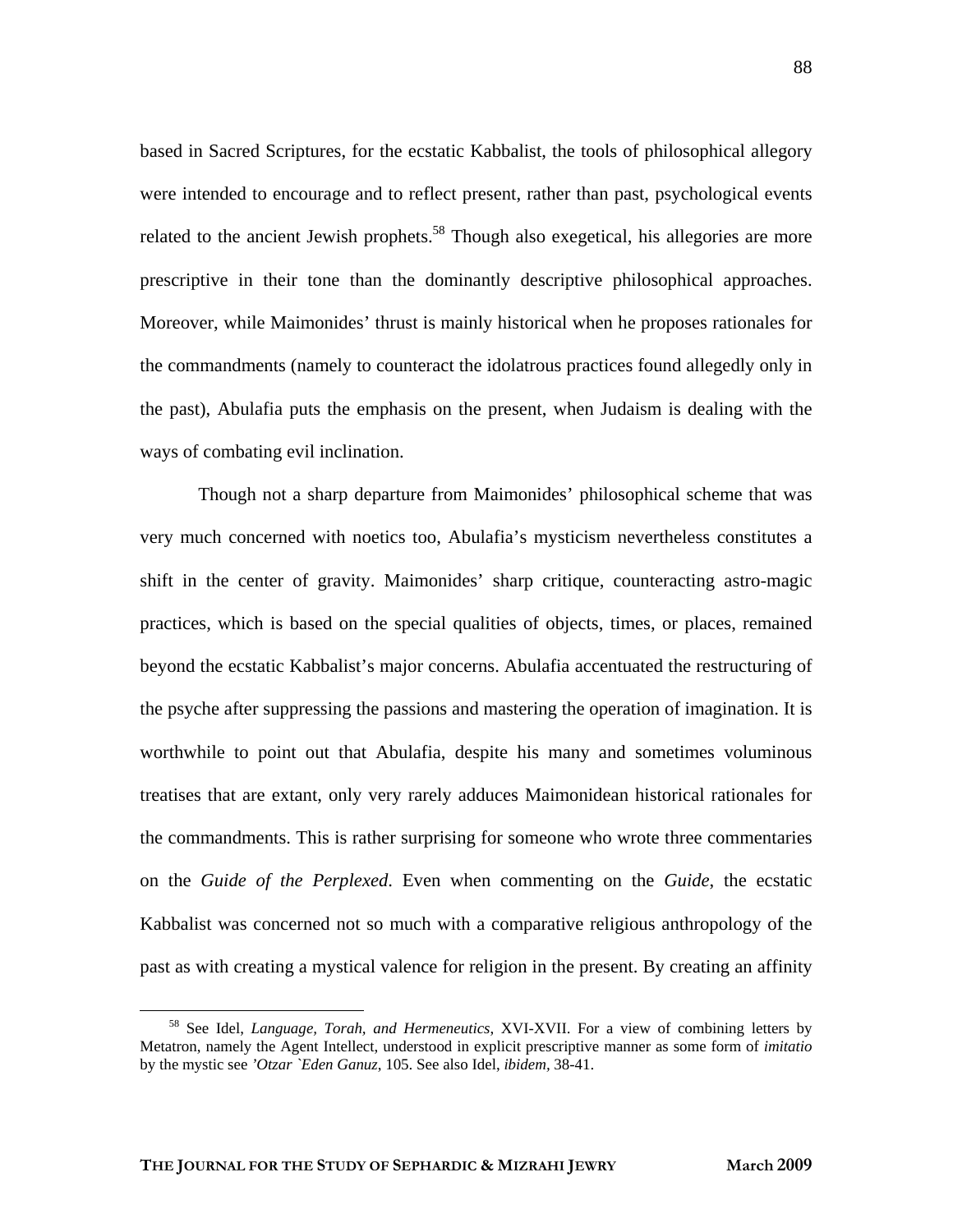based in Sacred Scriptures, for the ecstatic Kabbalist, the tools of philosophical allegory were intended to encourage and to reflect present, rather than past, psychological events related to the ancient Jewish prophets.[58] Though also exegetical, his allegories are more prescriptive in their tone than the dominantly descriptive philosophical approaches. Moreover, while Maimonides' thrust is mainly historical when he proposes rationales for the commandments (namely to counteract the idolatrous practices found allegedly only in the past), Abulafia puts the emphasis on the present, when Judaism is dealing with the ways of combating evil inclination.

Though not a sharp departure from Maimonides' philosophical scheme that was very much concerned with noetics too, Abulafia's mysticism nevertheless constitutes a shift in the center of gravity. Maimonides' sharp critique, counteracting astro-magic practices, which is based on the special qualities of objects, times, or places, remained beyond the ecstatic Kabbalist's major concerns. Abulafia accentuated the restructuring of the psyche after suppressing the passions and mastering the operation of imagination. It is worthwhile to point out that Abulafia, despite his many and sometimes voluminous treatises that are extant, only very rarely adduces Maimonidean historical rationales for the commandments. This is rather surprising for someone who wrote three commentaries on the *Guide of the Perplexed*. Even when commenting on the *Guide*, the ecstatic Kabbalist was concerned not so much with a comparative religious anthropology of the past as with creating a mystical valence for religion in the present. By creating an affinity

---

[58] See Idel, *Language, Torah, and Hermeneutics,* XVI-XVII. For a view of combining letters by Metatron, namely the Agent Intellect, understood in explicit prescriptive manner as some form of *imitatio* by the mystic see *'Otzar `Eden Ganuz,* 105. See also Idel, *ibidem,* 38-41.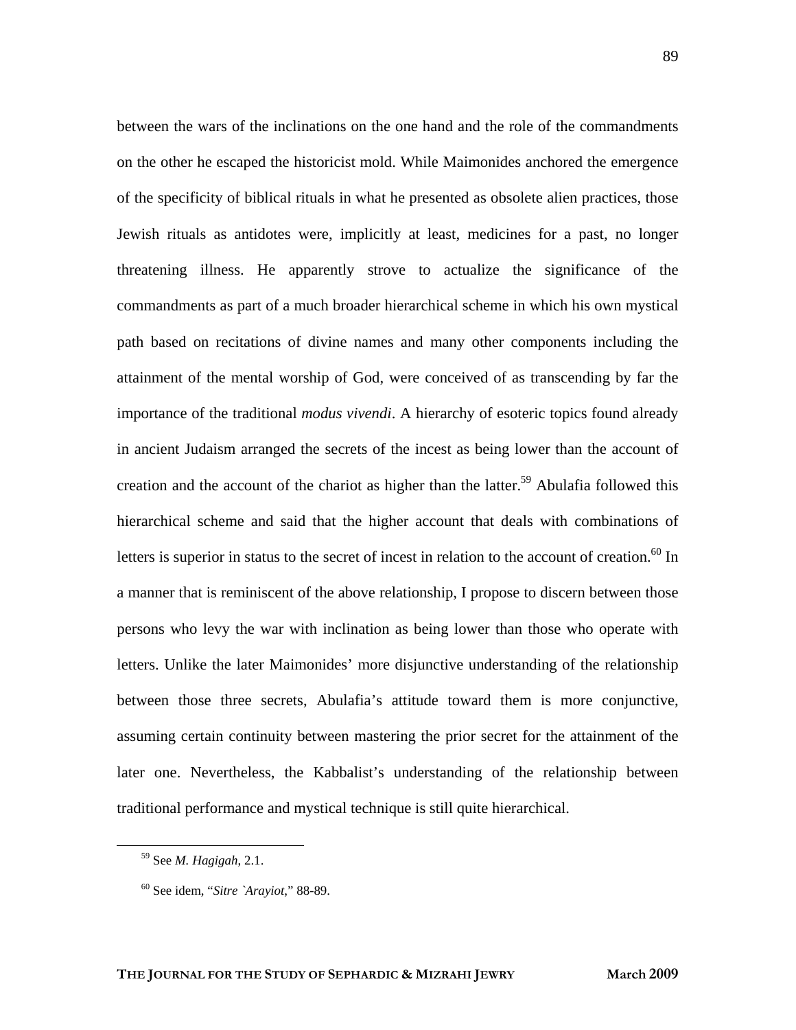between the wars of the inclinations on the one hand and the role of the commandments on the other he escaped the historicist mold. While Maimonides anchored the emergence of the specificity of biblical rituals in what he presented as obsolete alien practices, those Jewish rituals as antidotes were, implicitly at least, medicines for a past, no longer threatening illness. He apparently strove to actualize the significance of the commandments as part of a much broader hierarchical scheme in which his own mystical path based on recitations of divine names and many other components including the attainment of the mental worship of God, were conceived of as transcending by far the importance of the traditional *modus vivendi*. A hierarchy of esoteric topics found already in ancient Judaism arranged the secrets of the incest as being lower than the account of creation and the account of the chariot as higher than the latter.[59] Abulafia followed this hierarchical scheme and said that the higher account that deals with combinations of letters is superior in status to the secret of incest in relation to the account of creation.[60] In a manner that is reminiscent of the above relationship, I propose to discern between those persons who levy the war with inclination as being lower than those who operate with letters. Unlike the later Maimonides' more disjunctive understanding of the relationship between those three secrets, Abulafia's attitude toward them is more conjunctive, assuming certain continuity between mastering the prior secret for the attainment of the later one. Nevertheless, the Kabbalist's understanding of the relationship between traditional performance and mystical technique is still quite hierarchical.

---

[59] See *M. Hagigah*, 2.1.

[60] See idem, "*Sitre `Arayiot*," 88-89.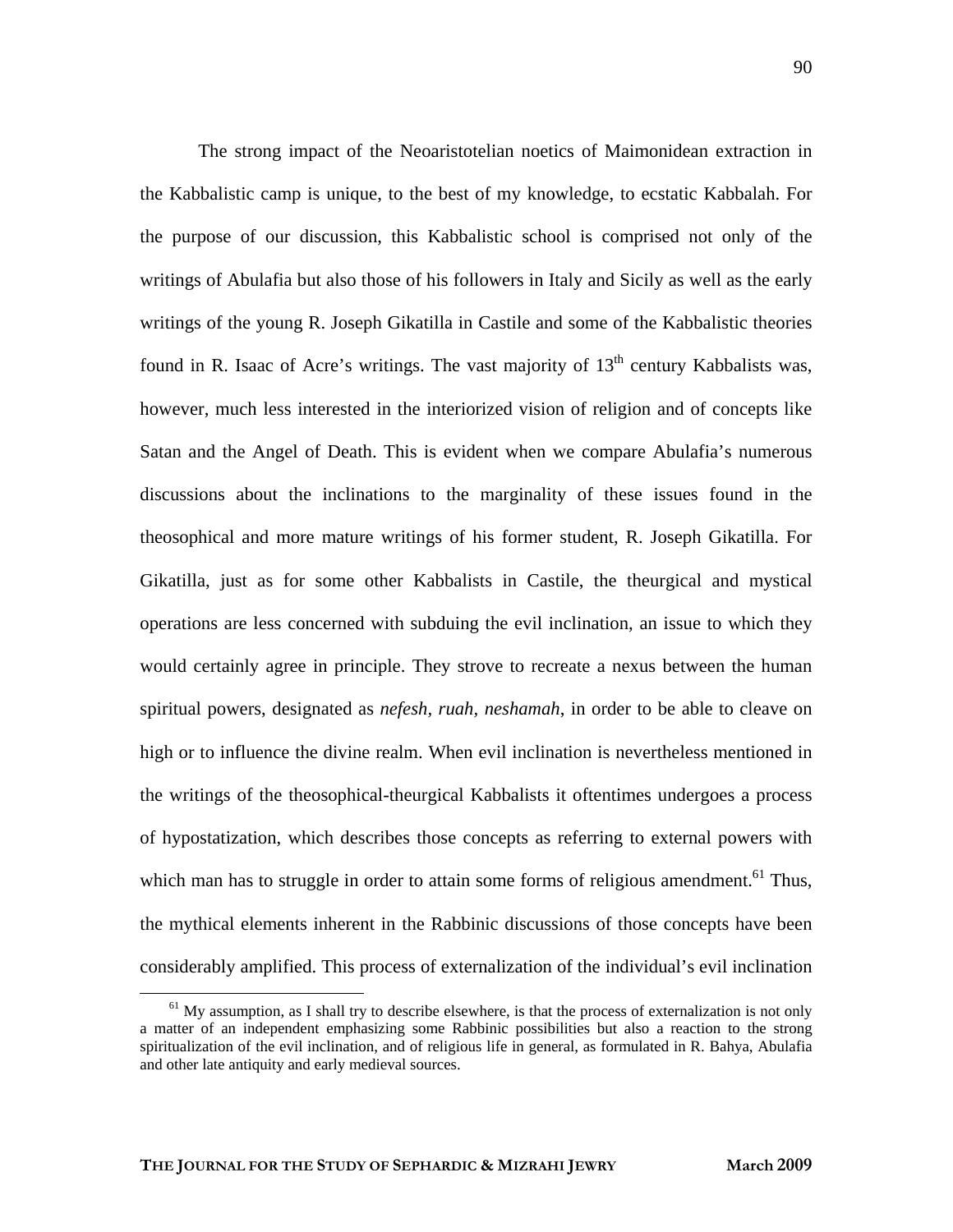The strong impact of the Neoaristotelian noetics of Maimonidean extraction in the Kabbalistic camp is unique, to the best of my knowledge, to ecstatic Kabbalah. For the purpose of our discussion, this Kabbalistic school is comprised not only of the writings of Abulafia but also those of his followers in Italy and Sicily as well as the early writings of the young R. Joseph Gikatilla in Castile and some of the Kabbalistic theories found in R. Isaac of Acre's writings. The vast majority of 13th century Kabbalists was, however, much less interested in the interiorized vision of religion and of concepts like Satan and the Angel of Death. This is evident when we compare Abulafia's numerous discussions about the inclinations to the marginality of these issues found in the theosophical and more mature writings of his former student, R. Joseph Gikatilla. For Gikatilla, just as for some other Kabbalists in Castile, the theurgical and mystical operations are less concerned with subduing the evil inclination, an issue to which they would certainly agree in principle. They strove to recreate a nexus between the human spiritual powers, designated as *nefesh, ruah, neshamah*, in order to be able to cleave on high or to influence the divine realm. When evil inclination is nevertheless mentioned in the writings of the theosophical-theurgical Kabbalists it oftentimes undergoes a process of hypostatization, which describes those concepts as referring to external powers with which man has to struggle in order to attain some forms of religious amendment.[61] Thus, the mythical elements inherent in the Rabbinic discussions of those concepts have been considerably amplified. This process of externalization of the individual's evil inclination

[61] My assumption, as I shall try to describe elsewhere, is that the process of externalization is not only a matter of an independent emphasizing some Rabbinic possibilities but also a reaction to the strong spiritualization of the evil inclination, and of religious life in general, as formulated in R. Bahya, Abulafia and other late antiquity and early medieval sources.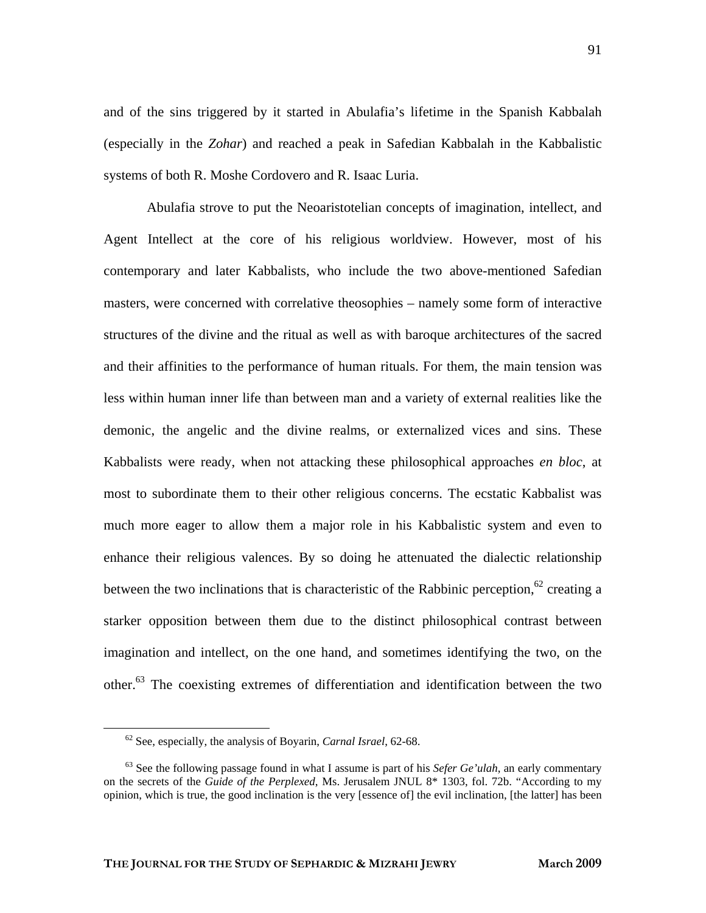and of the sins triggered by it started in Abulafia's lifetime in the Spanish Kabbalah (especially in the *Zohar*) and reached a peak in Safedian Kabbalah in the Kabbalistic systems of both R. Moshe Cordovero and R. Isaac Luria.

Abulafia strove to put the Neoaristotelian concepts of imagination, intellect, and Agent Intellect at the core of his religious worldview. However, most of his contemporary and later Kabbalists, who include the two above-mentioned Safedian masters, were concerned with correlative theosophies – namely some form of interactive structures of the divine and the ritual as well as with baroque architectures of the sacred and their affinities to the performance of human rituals. For them, the main tension was less within human inner life than between man and a variety of external realities like the demonic, the angelic and the divine realms, or externalized vices and sins. These Kabbalists were ready, when not attacking these philosophical approaches *en bloc*, at most to subordinate them to their other religious concerns. The ecstatic Kabbalist was much more eager to allow them a major role in his Kabbalistic system and even to enhance their religious valences. By so doing he attenuated the dialectic relationship between the two inclinations that is characteristic of the Rabbinic perception,[62] creating a starker opposition between them due to the distinct philosophical contrast between imagination and intellect, on the one hand, and sometimes identifying the two, on the other.[63] The coexisting extremes of differentiation and identification between the two

---

[62] See, especially, the analysis of Boyarin, *Carnal Israel*, 62-68.

[63] See the following passage found in what I assume is part of his *Sefer Ge'ulah*, an early commentary on the secrets of the *Guide of the Perplexed*, Ms. Jerusalem JNUL 8* 1303, fol. 72b. "According to my opinion, which is true, the good inclination is the very [essence of] the evil inclination, [the latter] has been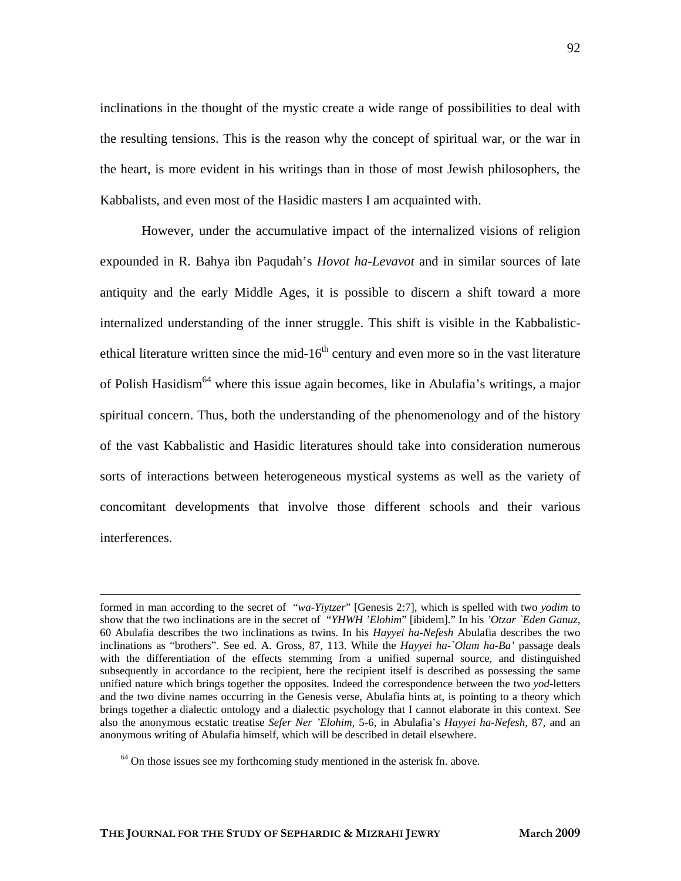inclinations in the thought of the mystic create a wide range of possibilities to deal with the resulting tensions. This is the reason why the concept of spiritual war, or the war in the heart, is more evident in his writings than in those of most Jewish philosophers, the Kabbalists, and even most of the Hasidic masters I am acquainted with.

However, under the accumulative impact of the internalized visions of religion expounded in R. Bahya ibn Paqudah's *Hovot ha-Levavot* and in similar sources of late antiquity and the early Middle Ages, it is possible to discern a shift toward a more internalized understanding of the inner struggle. This shift is visible in the Kabbalistic-ethical literature written since the mid-16th century and even more so in the vast literature of Polish Hasidism[64] where this issue again becomes, like in Abulafia's writings, a major spiritual concern. Thus, both the understanding of the phenomenology and of the history of the vast Kabbalistic and Hasidic literatures should take into consideration numerous sorts of interactions between heterogeneous mystical systems as well as the variety of concomitant developments that involve those different schools and their various interferences.

---

formed in man according to the secret of "*wa-Yiytzer*" [Genesis 2:7], which is spelled with two *yodim* to show that the two inclinations are in the secret of "*YHWH 'Elohim*" [ibidem]." In his *'Otzar `Eden Ganuz*, 60 Abulafia describes the two inclinations as twins. In his *Hayyei ha-Nefesh* Abulafia describes the two inclinations as "brothers". See ed. A. Gross, 87, 113. While the *Hayyei ha-`Olam ha-Ba'* passage deals with the differentiation of the effects stemming from a unified supernal source, and distinguished subsequently in accordance to the recipient, here the recipient itself is described as possessing the same unified nature which brings together the opposites. Indeed the correspondence between the two *yod*-letters and the two divine names occurring in the Genesis verse, Abulafia hints at, is pointing to a theory which brings together a dialectic ontology and a dialectic psychology that I cannot elaborate in this context. See also the anonymous ecstatic treatise *Sefer Ner 'Elohim*, 5-6, in Abulafia's *Hayyei ha-Nefesh*, 87, and an anonymous writing of Abulafia himself, which will be described in detail elsewhere.

[64] On those issues see my forthcoming study mentioned in the asterisk fn. above.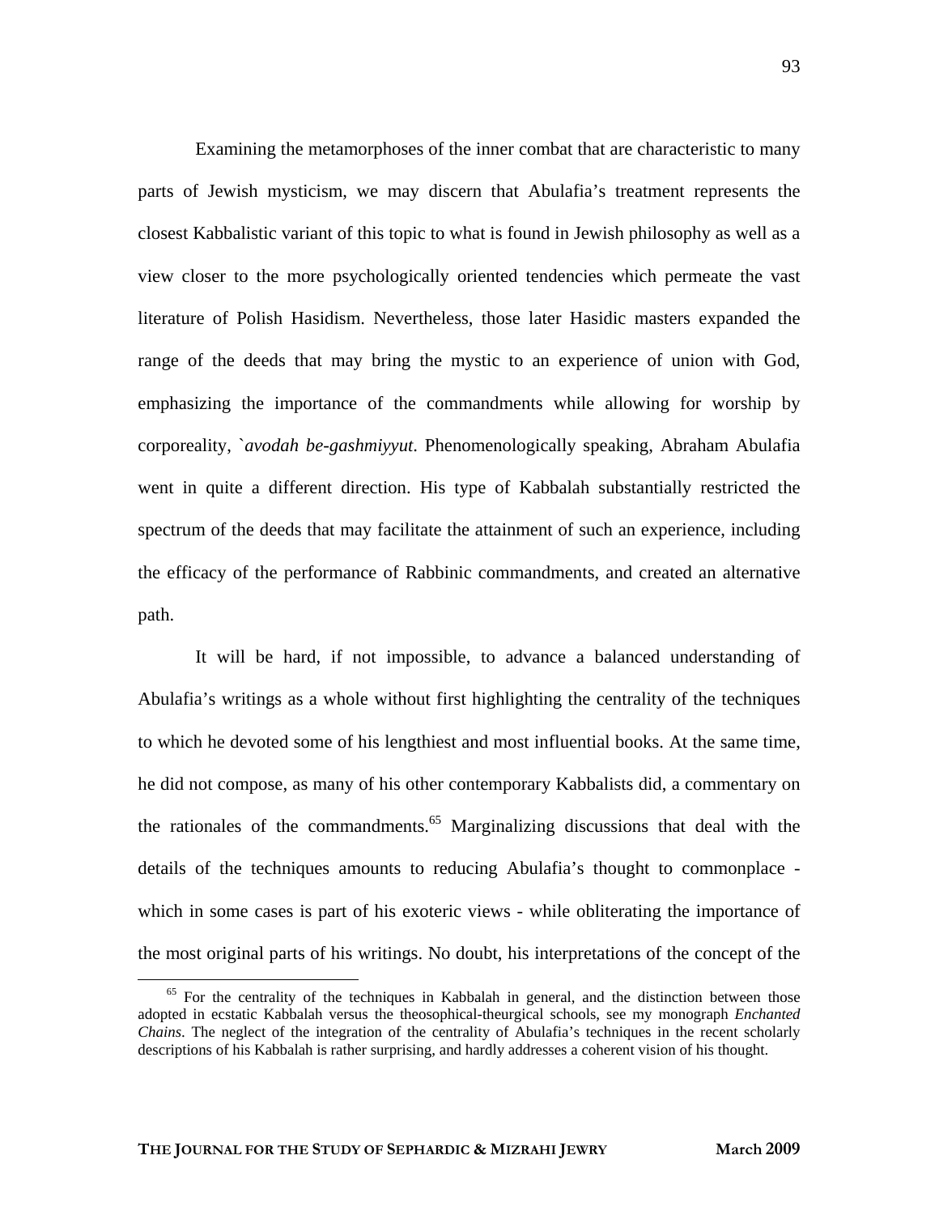Examining the metamorphoses of the inner combat that are characteristic to many parts of Jewish mysticism, we may discern that Abulafia's treatment represents the closest Kabbalistic variant of this topic to what is found in Jewish philosophy as well as a view closer to the more psychologically oriented tendencies which permeate the vast literature of Polish Hasidism. Nevertheless, those later Hasidic masters expanded the range of the deeds that may bring the mystic to an experience of union with God, emphasizing the importance of the commandments while allowing for worship by corporeality, *`avodah be-gashmiyyut*. Phenomenologically speaking, Abraham Abulafia went in quite a different direction. His type of Kabbalah substantially restricted the spectrum of the deeds that may facilitate the attainment of such an experience, including the efficacy of the performance of Rabbinic commandments, and created an alternative path.

It will be hard, if not impossible, to advance a balanced understanding of Abulafia's writings as a whole without first highlighting the centrality of the techniques to which he devoted some of his lengthiest and most influential books. At the same time, he did not compose, as many of his other contemporary Kabbalists did, a commentary on the rationales of the commandments.[65] Marginalizing discussions that deal with the details of the techniques amounts to reducing Abulafia's thought to commonplace - which in some cases is part of his exoteric views - while obliterating the importance of the most original parts of his writings. No doubt, his interpretations of the concept of the

[65] For the centrality of the techniques in Kabbalah in general, and the distinction between those adopted in ecstatic Kabbalah versus the theosophical-theurgical schools, see my monograph *Enchanted Chains*. The neglect of the integration of the centrality of Abulafia's techniques in the recent scholarly descriptions of his Kabbalah is rather surprising, and hardly addresses a coherent vision of his thought.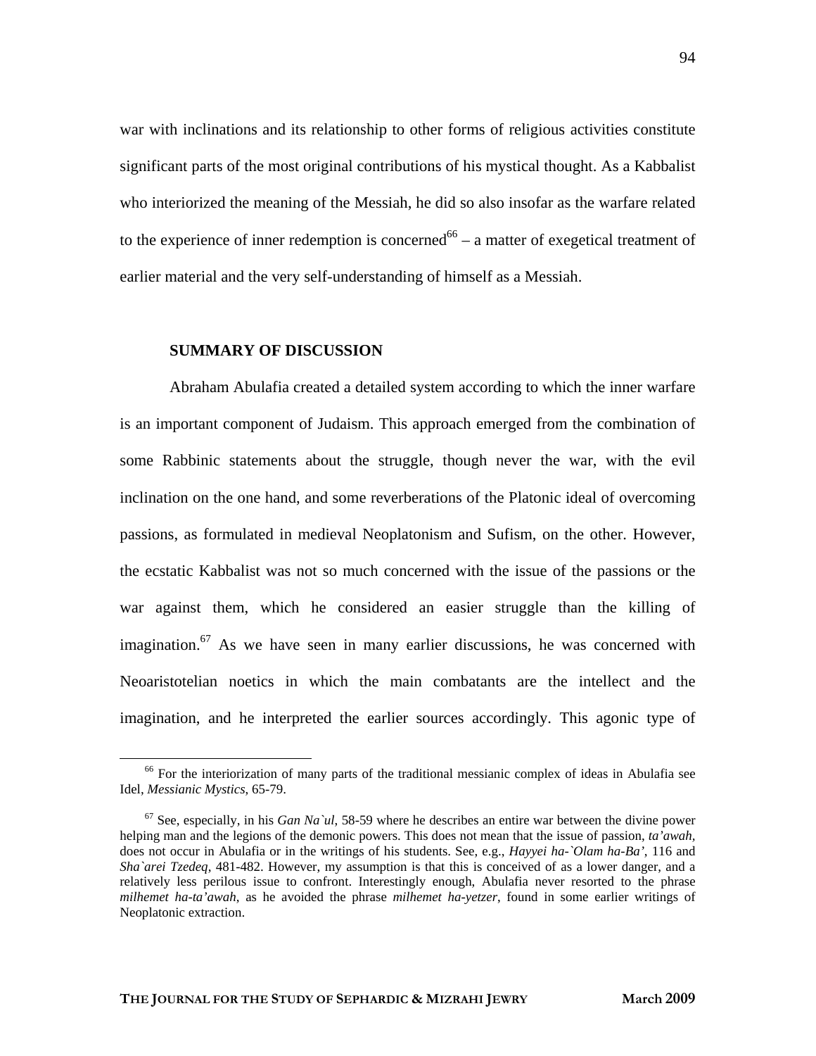war with inclinations and its relationship to other forms of religious activities constitute significant parts of the most original contributions of his mystical thought. As a Kabbalist who interiorized the meaning of the Messiah, he did so also insofar as the warfare related to the experience of inner redemption is concerned[66] – a matter of exegetical treatment of earlier material and the very self-understanding of himself as a Messiah.

## SUMMARY OF DISCUSSION

Abraham Abulafia created a detailed system according to which the inner warfare is an important component of Judaism. This approach emerged from the combination of some Rabbinic statements about the struggle, though never the war, with the evil inclination on the one hand, and some reverberations of the Platonic ideal of overcoming passions, as formulated in medieval Neoplatonism and Sufism, on the other. However, the ecstatic Kabbalist was not so much concerned with the issue of the passions or the war against them, which he considered an easier struggle than the killing of imagination.[67] As we have seen in many earlier discussions, he was concerned with Neoaristotelian noetics in which the main combatants are the intellect and the imagination, and he interpreted the earlier sources accordingly. This agonic type of

---

[66] For the interiorization of many parts of the traditional messianic complex of ideas in Abulafia see Idel, *Messianic Mystics*, 65-79.

[67] See, especially, in his *Gan Na`ul*, 58-59 where he describes an entire war between the divine power helping man and the legions of the demonic powers. This does not mean that the issue of passion, *ta'awah*, does not occur in Abulafia or in the writings of his students. See, e.g., *Hayyei ha-`Olam ha-Ba'*, 116 and *Sha`arei Tzedeq*, 481-482. However, my assumption is that this is conceived of as a lower danger, and a relatively less perilous issue to confront. Interestingly enough, Abulafia never resorted to the phrase *milhemet ha-ta'awah*, as he avoided the phrase *milhemet ha-yetzer*, found in some earlier writings of Neoplatonic extraction.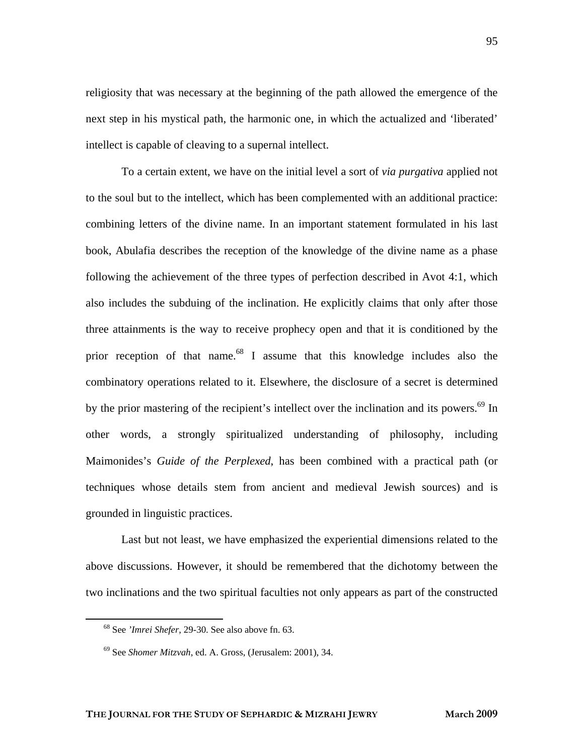religiosity that was necessary at the beginning of the path allowed the emergence of the next step in his mystical path, the harmonic one, in which the actualized and 'liberated' intellect is capable of cleaving to a supernal intellect.

To a certain extent, we have on the initial level a sort of *via purgativa* applied not to the soul but to the intellect, which has been complemented with an additional practice: combining letters of the divine name. In an important statement formulated in his last book, Abulafia describes the reception of the knowledge of the divine name as a phase following the achievement of the three types of perfection described in Avot 4:1, which also includes the subduing of the inclination. He explicitly claims that only after those three attainments is the way to receive prophecy open and that it is conditioned by the prior reception of that name.[68] I assume that this knowledge includes also the combinatory operations related to it. Elsewhere, the disclosure of a secret is determined by the prior mastering of the recipient's intellect over the inclination and its powers.[69] In other words, a strongly spiritualized understanding of philosophy, including Maimonides's *Guide of the Perplexed*, has been combined with a practical path (or techniques whose details stem from ancient and medieval Jewish sources) and is grounded in linguistic practices.

Last but not least, we have emphasized the experiential dimensions related to the above discussions. However, it should be remembered that the dichotomy between the two inclinations and the two spiritual faculties not only appears as part of the constructed

---

[68] See *'Imrei Shefer*, 29-30. See also above fn. 63.

[69] See *Shomer Mitzvah*, ed. A. Gross, (Jerusalem: 2001), 34.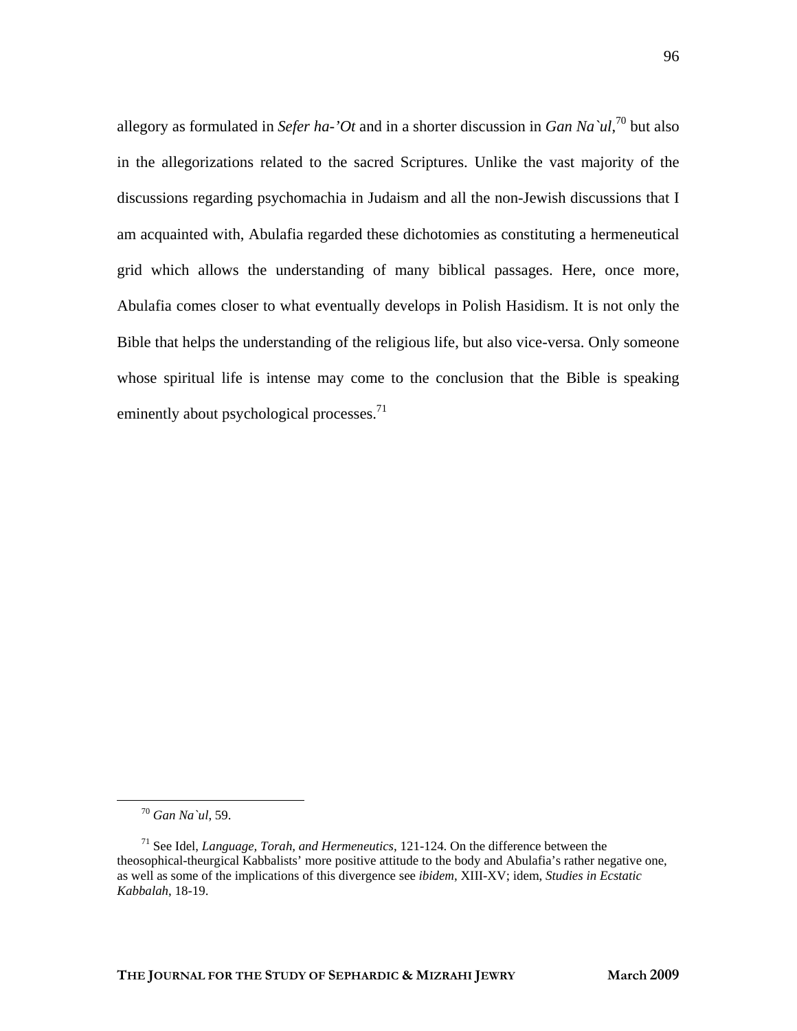allegory as formulated in *Sefer ha-'Ot* and in a shorter discussion in *Gan Na`ul*,[70] but also in the allegorizations related to the sacred Scriptures. Unlike the vast majority of the discussions regarding psychomachia in Judaism and all the non-Jewish discussions that I am acquainted with, Abulafia regarded these dichotomies as constituting a hermeneutical grid which allows the understanding of many biblical passages. Here, once more, Abulafia comes closer to what eventually develops in Polish Hasidism. It is not only the Bible that helps the understanding of the religious life, but also vice-versa. Only someone whose spiritual life is intense may come to the conclusion that the Bible is speaking eminently about psychological processes.[71]

---

[70] *Gan Na`ul*, 59.

[71] See Idel, *Language, Torah, and Hermeneutics*, 121-124. On the difference between the theosophical-theurgical Kabbalists' more positive attitude to the body and Abulafia's rather negative one, as well as some of the implications of this divergence see *ibidem*, XIII-XV; idem, *Studies in Ecstatic Kabbalah*, 18-19.